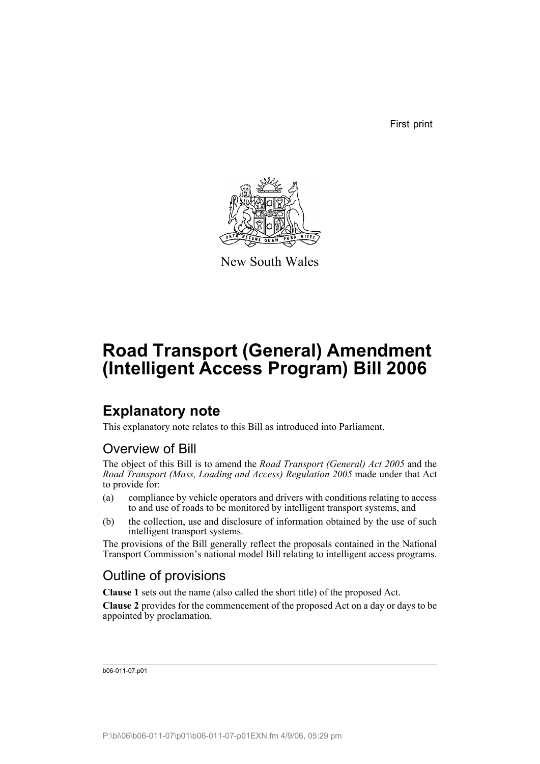First print

New South Wales

# Road Transport (General) Amendment (Intelligent Access Program) Bill 2006

## Explanatory note

This explanatory note relates to this Bill as introduced into Parliament.

### Overview of Bill

The object of this Bill is to amend the *Road Transport (General) Act 2005* and the *Road Transport (Mass, Loading and Access) Regulation 2005* made under that Act to provide for:

(a) compliance by vehicle operators and drivers with conditions relating to access to and use of roads to be monitored by intelligent transport systems, and

(b) the collection, use and disclosure of information obtained by the use of such intelligent transport systems.

The provisions of the Bill generally reflect the proposals contained in the National Transport Commission's national model Bill relating to intelligent access programs.

### Outline of provisions

**Clause 1** sets out the name (also called the short title) of the proposed Act.

**Clause 2** provides for the commencement of the proposed Act on a day or days to be appointed by proclamation.

b06-011-07.p01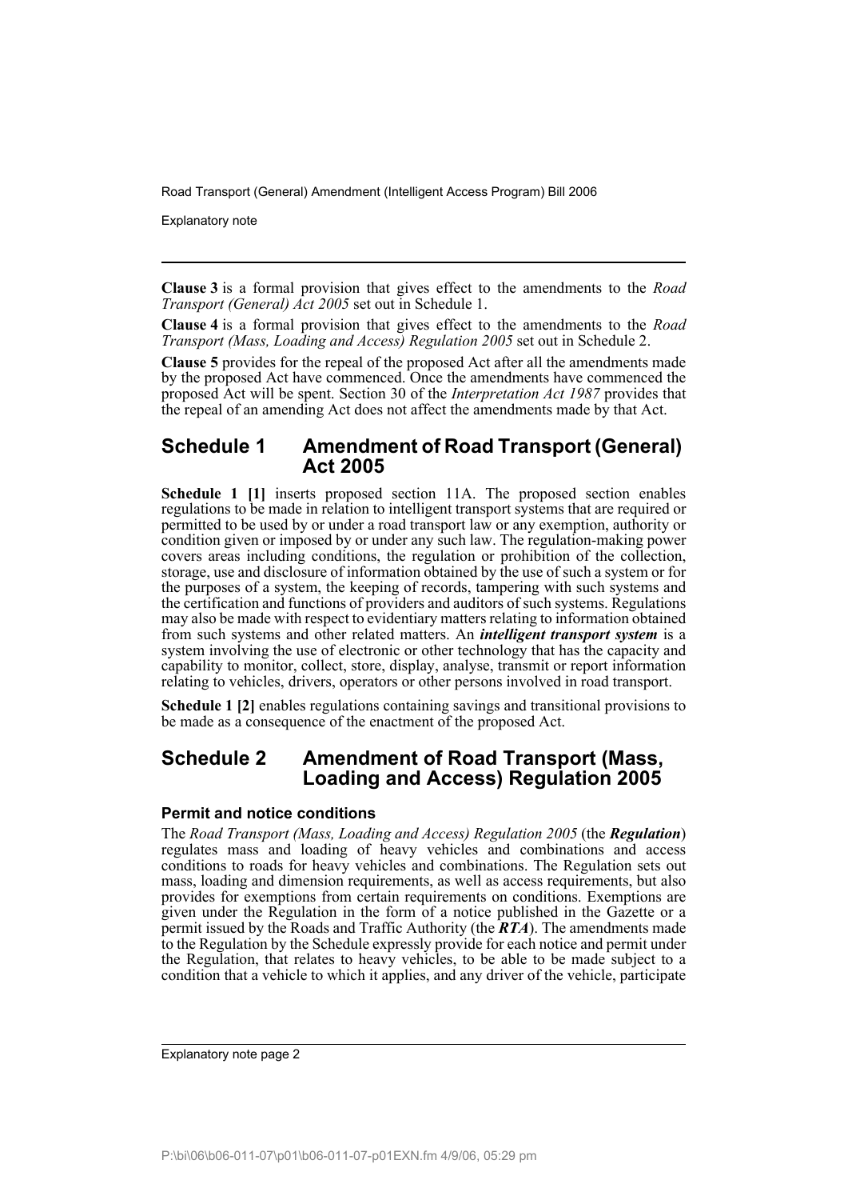**Clause 3** is a formal provision that gives effect to the amendments to the *Road Transport (General) Act 2005* set out in Schedule 1.

**Clause 4** is a formal provision that gives effect to the amendments to the *Road Transport (Mass, Loading and Access) Regulation 2005* set out in Schedule 2.

**Clause 5** provides for the repeal of the proposed Act after all the amendments made by the proposed Act have commenced. Once the amendments have commenced the proposed Act will be spent. Section 30 of the *Interpretation Act 1987* provides that the repeal of an amending Act does not affect the amendments made by that Act.

## Schedule 1 Amendment of Road Transport (General) Act 2005

**Schedule 1 [1]** inserts proposed section 11A. The proposed section enables regulations to be made in relation to intelligent transport systems that are required or permitted to be used by or under a road transport law or any exemption, authority or condition given or imposed by or under any such law. The regulation-making power covers areas including conditions, the regulation or prohibition of the collection, storage, use and disclosure of information obtained by the use of such a system or for the purposes of a system, the keeping of records, tampering with such systems and the certification and functions of providers and auditors of such systems. Regulations may also be made with respect to evidentiary matters relating to information obtained from such systems and other related matters. An ***intelligent transport system*** is a system involving the use of electronic or other technology that has the capacity and capability to monitor, collect, store, display, analyse, transmit or report information relating to vehicles, drivers, operators or other persons involved in road transport.

**Schedule 1 [2]** enables regulations containing savings and transitional provisions to be made as a consequence of the enactment of the proposed Act.

## Schedule 2 Amendment of Road Transport (Mass, Loading and Access) Regulation 2005

### Permit and notice conditions

The *Road Transport (Mass, Loading and Access) Regulation 2005* (the ***Regulation***) regulates mass and loading of heavy vehicles and combinations and access conditions to roads for heavy vehicles and combinations. The Regulation sets out mass, loading and dimension requirements, as well as access requirements, but also provides for exemptions from certain requirements on conditions. Exemptions are given under the Regulation in the form of a notice published in the Gazette or a permit issued by the Roads and Traffic Authority (the ***RTA***). The amendments made to the Regulation by the Schedule expressly provide for each notice and permit under the Regulation, that relates to heavy vehicles, to be able to be made subject to a condition that a vehicle to which it applies, and any driver of the vehicle, participate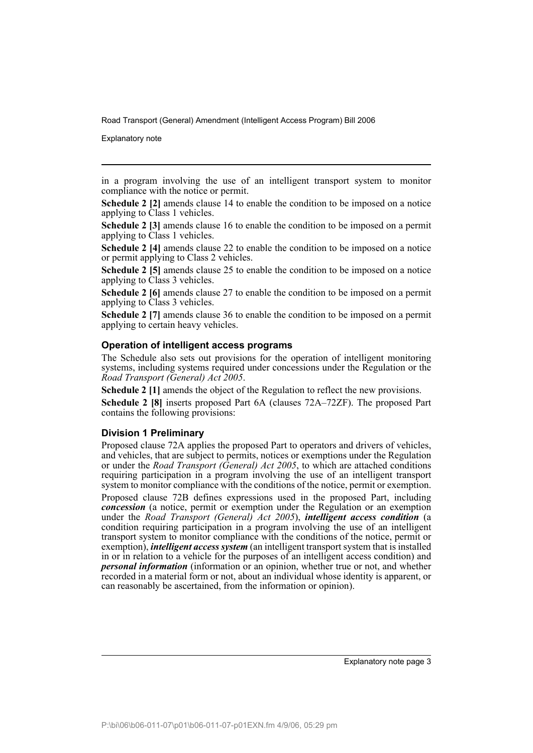in a program involving the use of an intelligent transport system to monitor compliance with the notice or permit.

**Schedule 2 [2]** amends clause 14 to enable the condition to be imposed on a notice applying to Class 1 vehicles.

**Schedule 2 [3]** amends clause 16 to enable the condition to be imposed on a permit applying to Class 1 vehicles.

**Schedule 2 [4]** amends clause 22 to enable the condition to be imposed on a notice or permit applying to Class 2 vehicles.

**Schedule 2 [5]** amends clause 25 to enable the condition to be imposed on a notice applying to Class 3 vehicles.

**Schedule 2 [6]** amends clause 27 to enable the condition to be imposed on a permit applying to Class 3 vehicles.

**Schedule 2 [7]** amends clause 36 to enable the condition to be imposed on a permit applying to certain heavy vehicles.

### Operation of intelligent access programs

The Schedule also sets out provisions for the operation of intelligent monitoring systems, including systems required under concessions under the Regulation or the *Road Transport (General) Act 2005*.

**Schedule 2 [1]** amends the object of the Regulation to reflect the new provisions.

**Schedule 2 [8]** inserts proposed Part 6A (clauses 72A–72ZF). The proposed Part contains the following provisions:

### Division 1 Preliminary

Proposed clause 72A applies the proposed Part to operators and drivers of vehicles, and vehicles, that are subject to permits, notices or exemptions under the Regulation or under the *Road Transport (General) Act 2005*, to which are attached conditions requiring participation in a program involving the use of an intelligent transport system to monitor compliance with the conditions of the notice, permit or exemption.

Proposed clause 72B defines expressions used in the proposed Part, including ***concession*** (a notice, permit or exemption under the Regulation or an exemption under the *Road Transport (General) Act 2005*), ***intelligent access condition*** (a condition requiring participation in a program involving the use of an intelligent transport system to monitor compliance with the conditions of the notice, permit or exemption), ***intelligent access system*** (an intelligent transport system that is installed in or in relation to a vehicle for the purposes of an intelligent access condition) and ***personal information*** (information or an opinion, whether true or not, and whether recorded in a material form or not, about an individual whose identity is apparent, or can reasonably be ascertained, from the information or opinion).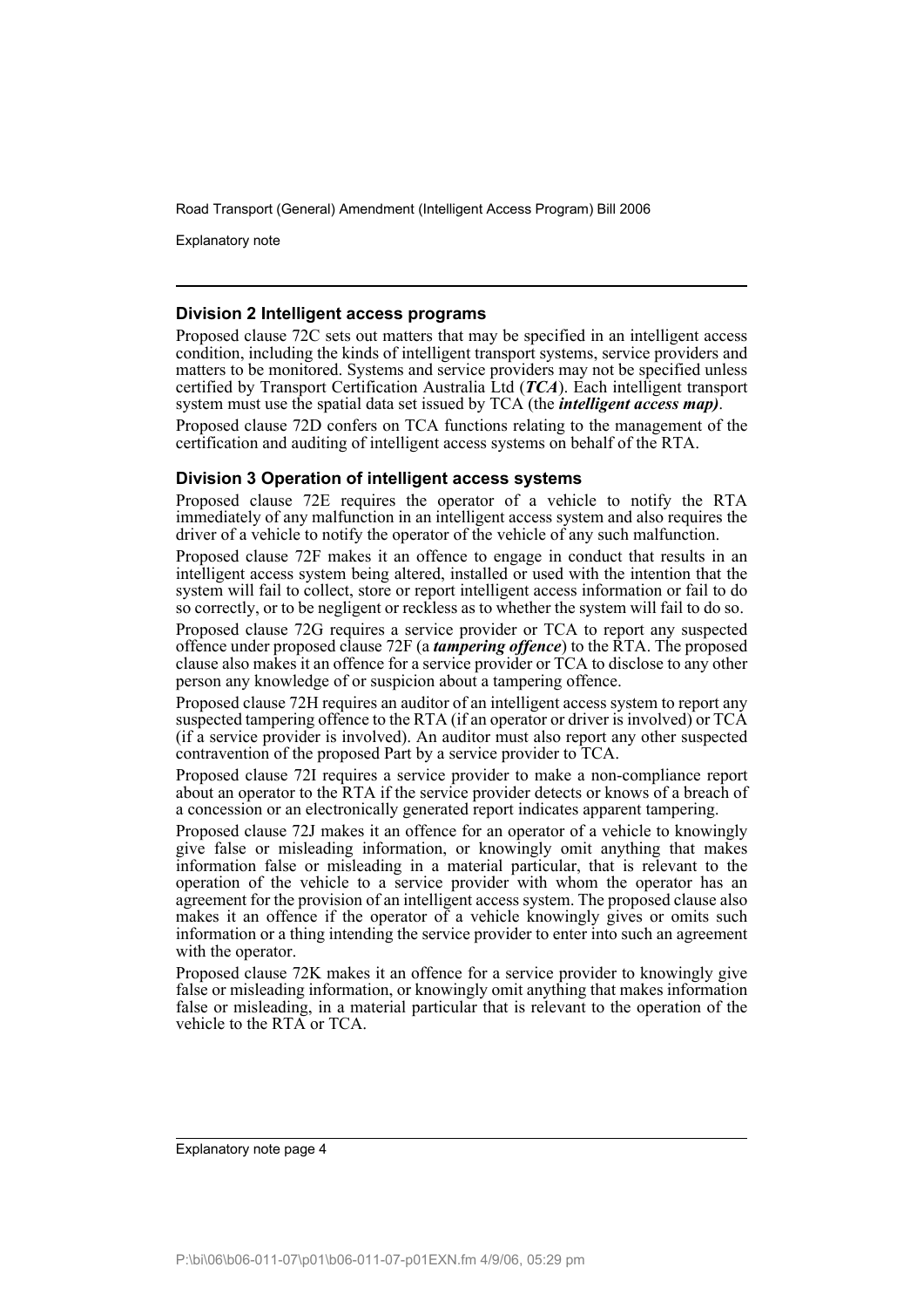### Division 2 Intelligent access programs

Proposed clause 72C sets out matters that may be specified in an intelligent access condition, including the kinds of intelligent transport systems, service providers and matters to be monitored. Systems and service providers may not be specified unless certified by Transport Certification Australia Ltd (***TCA***). Each intelligent transport system must use the spatial data set issued by TCA (the ***intelligent access map)***.

Proposed clause 72D confers on TCA functions relating to the management of the certification and auditing of intelligent access systems on behalf of the RTA.

### Division 3 Operation of intelligent access systems

Proposed clause 72E requires the operator of a vehicle to notify the RTA immediately of any malfunction in an intelligent access system and also requires the driver of a vehicle to notify the operator of the vehicle of any such malfunction.

Proposed clause 72F makes it an offence to engage in conduct that results in an intelligent access system being altered, installed or used with the intention that the system will fail to collect, store or report intelligent access information or fail to do so correctly, or to be negligent or reckless as to whether the system will fail to do so.

Proposed clause 72G requires a service provider or TCA to report any suspected offence under proposed clause 72F (a ***tampering offence***) to the RTA. The proposed clause also makes it an offence for a service provider or TCA to disclose to any other person any knowledge of or suspicion about a tampering offence.

Proposed clause 72H requires an auditor of an intelligent access system to report any suspected tampering offence to the RTA (if an operator or driver is involved) or TCA (if a service provider is involved). An auditor must also report any other suspected contravention of the proposed Part by a service provider to TCA.

Proposed clause 72I requires a service provider to make a non-compliance report about an operator to the RTA if the service provider detects or knows of a breach of a concession or an electronically generated report indicates apparent tampering.

Proposed clause 72J makes it an offence for an operator of a vehicle to knowingly give false or misleading information, or knowingly omit anything that makes information false or misleading in a material particular, that is relevant to the operation of the vehicle to a service provider with whom the operator has an agreement for the provision of an intelligent access system. The proposed clause also makes it an offence if the operator of a vehicle knowingly gives or omits such information or a thing intending the service provider to enter into such an agreement with the operator.

Proposed clause 72K makes it an offence for a service provider to knowingly give false or misleading information, or knowingly omit anything that makes information false or misleading, in a material particular that is relevant to the operation of the vehicle to the RTA or TCA.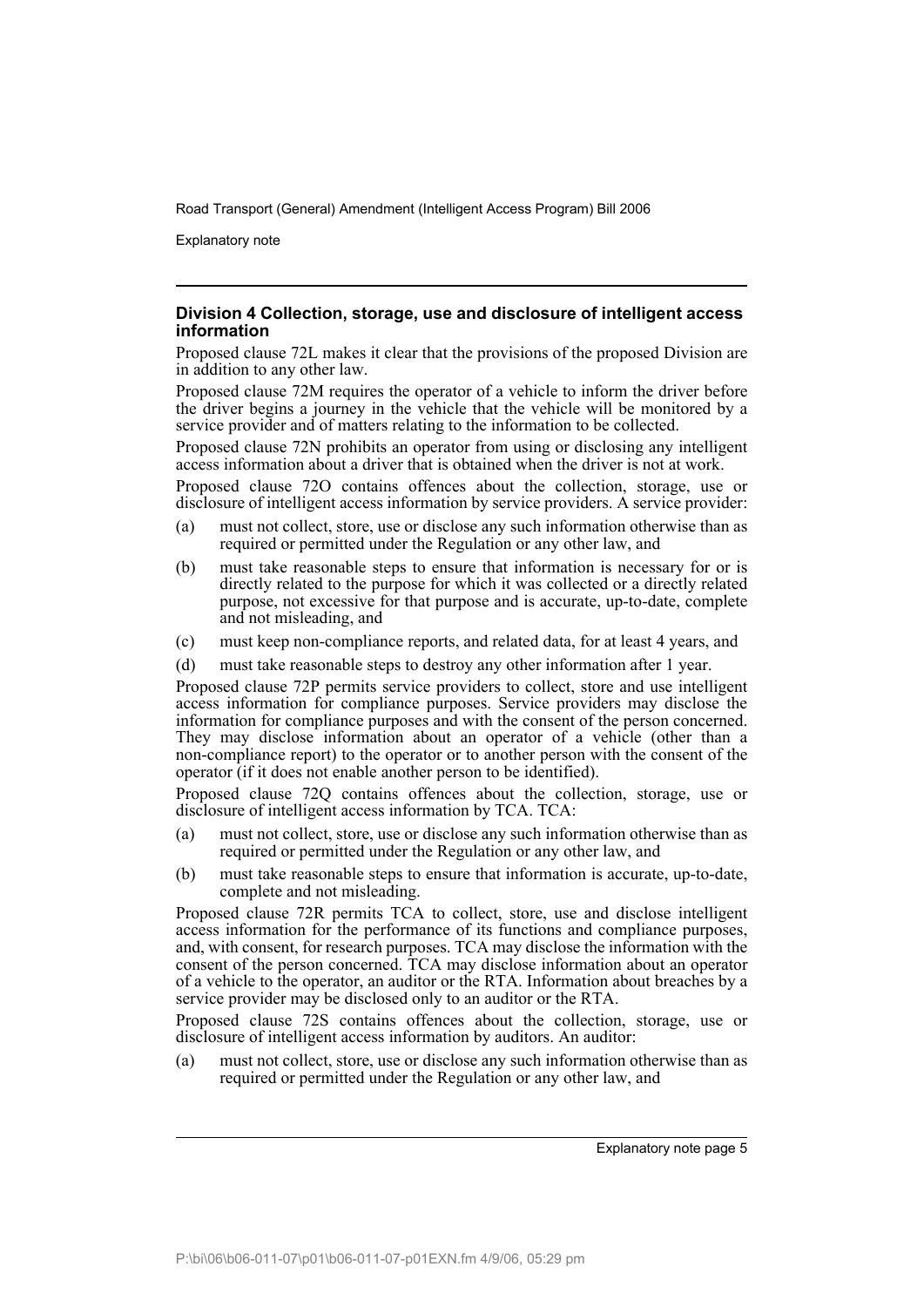### Division 4 Collection, storage, use and disclosure of intelligent access information

Proposed clause 72L makes it clear that the provisions of the proposed Division are in addition to any other law.

Proposed clause 72M requires the operator of a vehicle to inform the driver before the driver begins a journey in the vehicle that the vehicle will be monitored by a service provider and of matters relating to the information to be collected.

Proposed clause 72N prohibits an operator from using or disclosing any intelligent access information about a driver that is obtained when the driver is not at work.

Proposed clause 72O contains offences about the collection, storage, use or disclosure of intelligent access information by service providers. A service provider:

(a) must not collect, store, use or disclose any such information otherwise than as required or permitted under the Regulation or any other law, and

(b) must take reasonable steps to ensure that information is necessary for or is directly related to the purpose for which it was collected or a directly related purpose, not excessive for that purpose and is accurate, up-to-date, complete and not misleading, and

(c) must keep non-compliance reports, and related data, for at least 4 years, and

(d) must take reasonable steps to destroy any other information after 1 year.

Proposed clause 72P permits service providers to collect, store and use intelligent access information for compliance purposes. Service providers may disclose the information for compliance purposes and with the consent of the person concerned. They may disclose information about an operator of a vehicle (other than a non-compliance report) to the operator or to another person with the consent of the operator (if it does not enable another person to be identified).

Proposed clause 72Q contains offences about the collection, storage, use or disclosure of intelligent access information by TCA. TCA:

(a) must not collect, store, use or disclose any such information otherwise than as required or permitted under the Regulation or any other law, and

(b) must take reasonable steps to ensure that information is accurate, up-to-date, complete and not misleading.

Proposed clause 72R permits TCA to collect, store, use and disclose intelligent access information for the performance of its functions and compliance purposes, and, with consent, for research purposes. TCA may disclose the information with the consent of the person concerned. TCA may disclose information about an operator of a vehicle to the operator, an auditor or the RTA. Information about breaches by a service provider may be disclosed only to an auditor or the RTA.

Proposed clause 72S contains offences about the collection, storage, use or disclosure of intelligent access information by auditors. An auditor:

(a) must not collect, store, use or disclose any such information otherwise than as required or permitted under the Regulation or any other law, and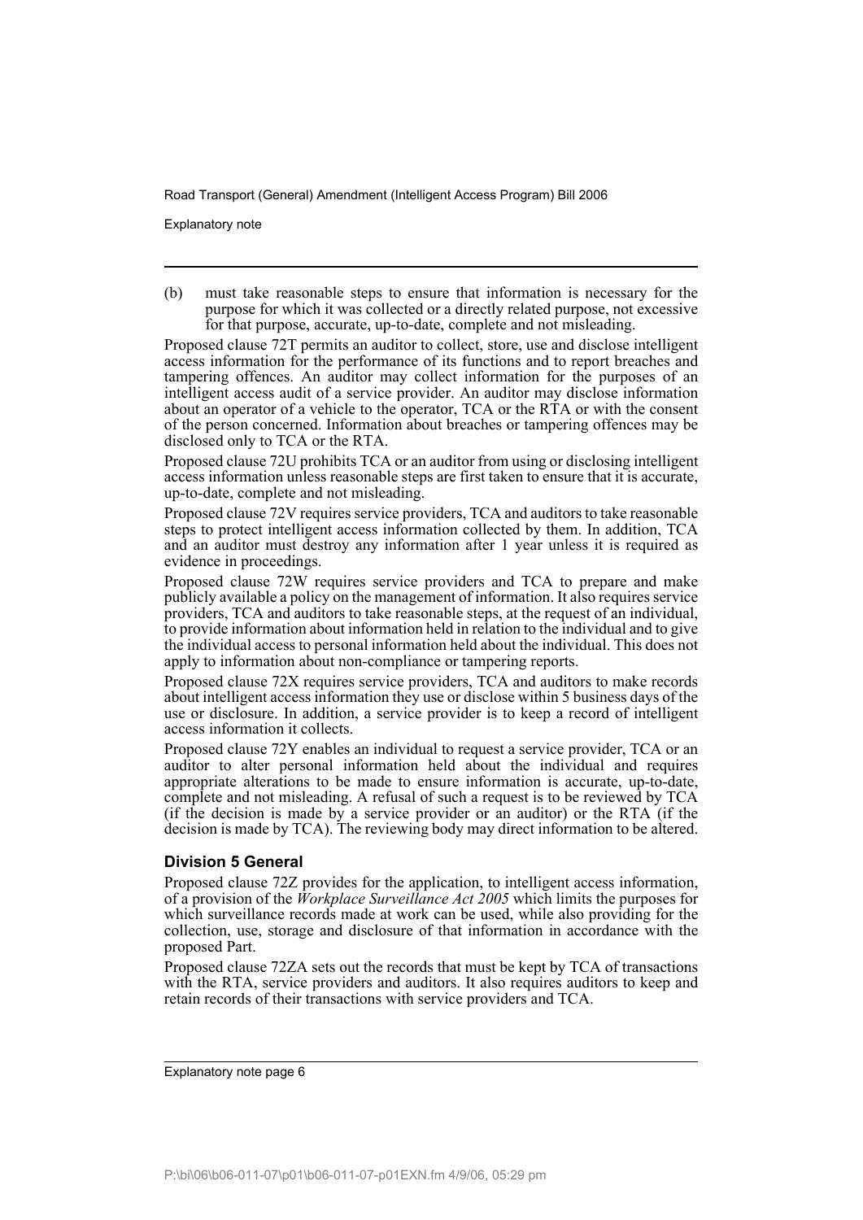(b) must take reasonable steps to ensure that information is necessary for the purpose for which it was collected or a directly related purpose, not excessive for that purpose, accurate, up-to-date, complete and not misleading.

Proposed clause 72T permits an auditor to collect, store, use and disclose intelligent access information for the performance of its functions and to report breaches and tampering offences. An auditor may collect information for the purposes of an intelligent access audit of a service provider. An auditor may disclose information about an operator of a vehicle to the operator, TCA or the RTA or with the consent of the person concerned. Information about breaches or tampering offences may be disclosed only to TCA or the RTA.

Proposed clause 72U prohibits TCA or an auditor from using or disclosing intelligent access information unless reasonable steps are first taken to ensure that it is accurate, up-to-date, complete and not misleading.

Proposed clause 72V requires service providers, TCA and auditors to take reasonable steps to protect intelligent access information collected by them. In addition, TCA and an auditor must destroy any information after 1 year unless it is required as evidence in proceedings.

Proposed clause 72W requires service providers and TCA to prepare and make publicly available a policy on the management of information. It also requires service providers, TCA and auditors to take reasonable steps, at the request of an individual, to provide information about information held in relation to the individual and to give the individual access to personal information held about the individual. This does not apply to information about non-compliance or tampering reports.

Proposed clause 72X requires service providers, TCA and auditors to make records about intelligent access information they use or disclose within 5 business days of the use or disclosure. In addition, a service provider is to keep a record of intelligent access information it collects.

Proposed clause 72Y enables an individual to request a service provider, TCA or an auditor to alter personal information held about the individual and requires appropriate alterations to be made to ensure information is accurate, up-to-date, complete and not misleading. A refusal of such a request is to be reviewed by TCA (if the decision is made by a service provider or an auditor) or the RTA (if the decision is made by TCA). The reviewing body may direct information to be altered.

### Division 5 General

Proposed clause 72Z provides for the application, to intelligent access information, of a provision of the *Workplace Surveillance Act 2005* which limits the purposes for which surveillance records made at work can be used, while also providing for the collection, use, storage and disclosure of that information in accordance with the proposed Part.

Proposed clause 72ZA sets out the records that must be kept by TCA of transactions with the RTA, service providers and auditors. It also requires auditors to keep and retain records of their transactions with service providers and TCA.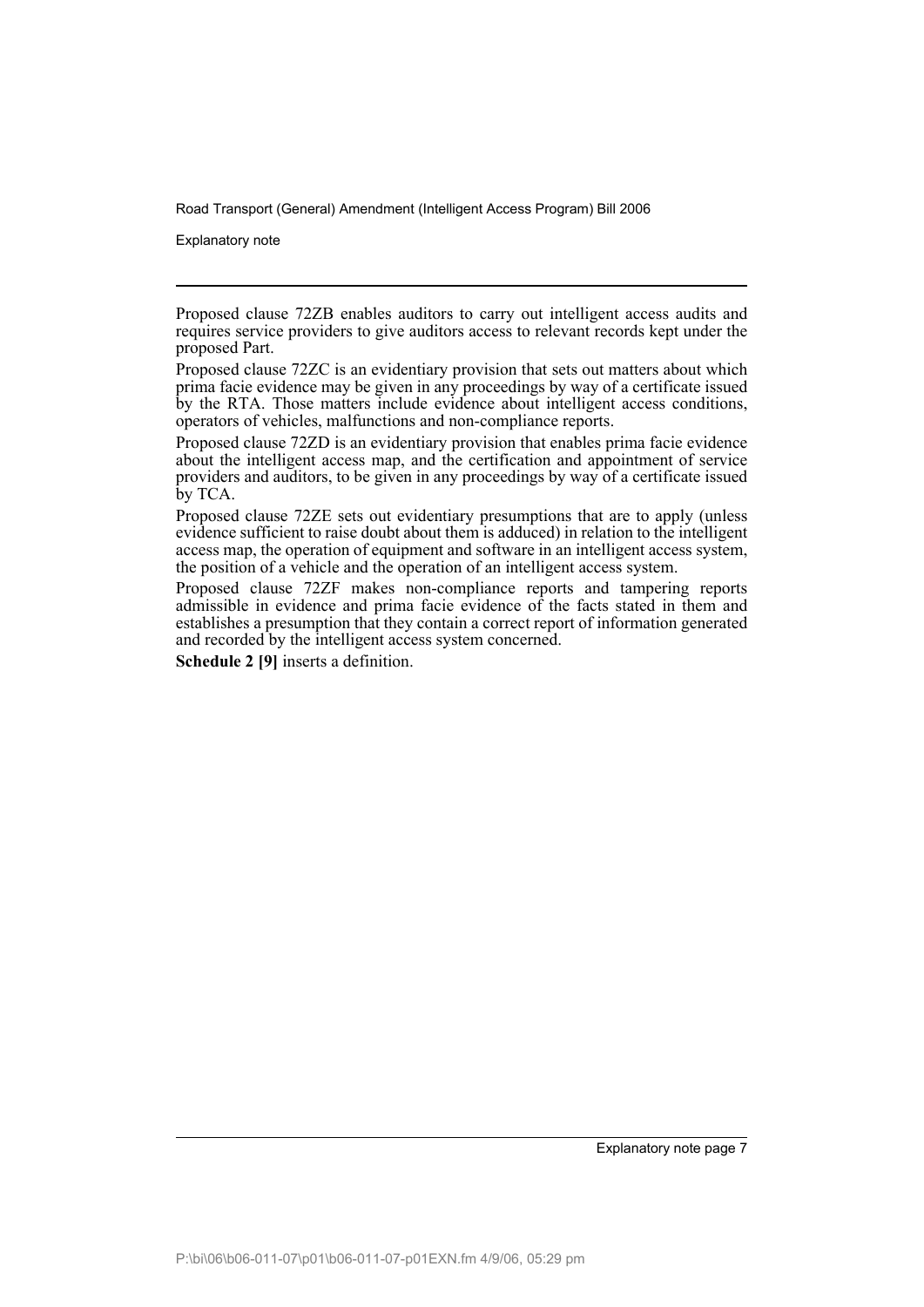Proposed clause 72ZB enables auditors to carry out intelligent access audits and requires service providers to give auditors access to relevant records kept under the proposed Part.

Proposed clause 72ZC is an evidentiary provision that sets out matters about which prima facie evidence may be given in any proceedings by way of a certificate issued by the RTA. Those matters include evidence about intelligent access conditions, operators of vehicles, malfunctions and non-compliance reports.

Proposed clause 72ZD is an evidentiary provision that enables prima facie evidence about the intelligent access map, and the certification and appointment of service providers and auditors, to be given in any proceedings by way of a certificate issued by TCA.

Proposed clause 72ZE sets out evidentiary presumptions that are to apply (unless evidence sufficient to raise doubt about them is adduced) in relation to the intelligent access map, the operation of equipment and software in an intelligent access system, the position of a vehicle and the operation of an intelligent access system.

Proposed clause 72ZF makes non-compliance reports and tampering reports admissible in evidence and prima facie evidence of the facts stated in them and establishes a presumption that they contain a correct report of information generated and recorded by the intelligent access system concerned.

**Schedule 2 [9]** inserts a definition.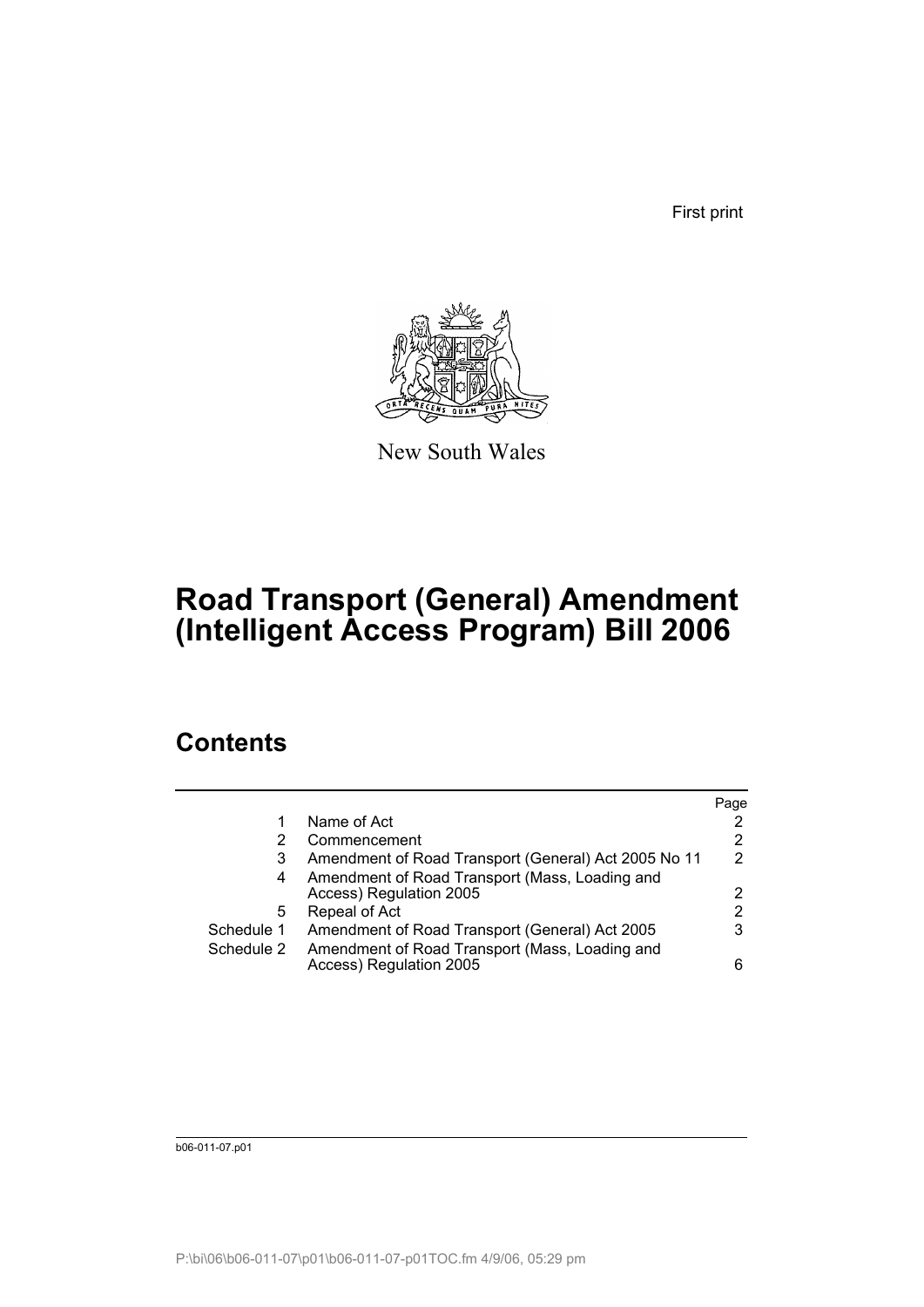First print

New South Wales

# Road Transport (General) Amendment (Intelligent Access Program) Bill 2006

## Contents

| | | Page |
|---|---|---|
| 1 | Name of Act | 2 |
| 2 | Commencement | 2 |
| 3 | Amendment of Road Transport (General) Act 2005 No 11 | 2 |
| 4 | Amendment of Road Transport (Mass, Loading and Access) Regulation 2005 | 2 |
| 5 | Repeal of Act | 2 |
| Schedule 1 | Amendment of Road Transport (General) Act 2005 | 3 |
| Schedule 2 | Amendment of Road Transport (Mass, Loading and Access) Regulation 2005 | 6 |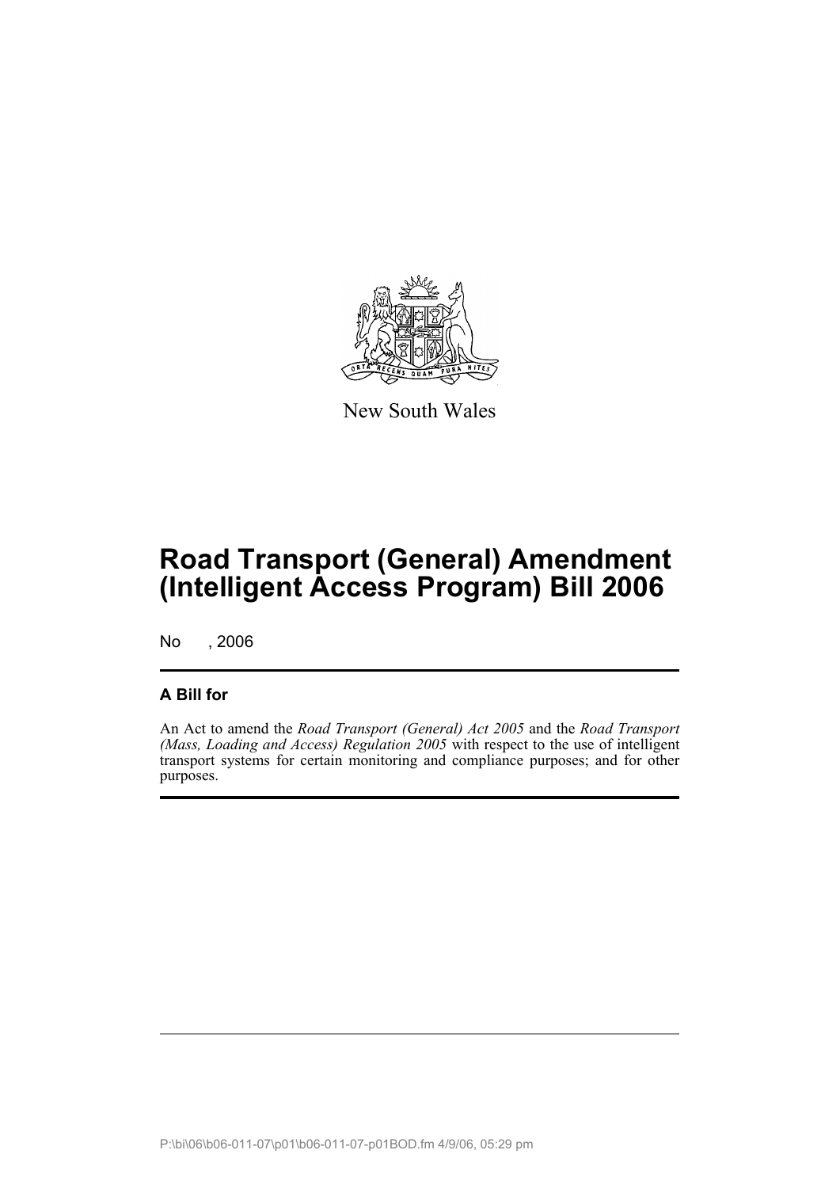New South Wales

# Road Transport (General) Amendment (Intelligent Access Program) Bill 2006

No , 2006

## A Bill for

An Act to amend the *Road Transport (General) Act 2005* and the *Road Transport (Mass, Loading and Access) Regulation 2005* with respect to the use of intelligent transport systems for certain monitoring and compliance purposes; and for other purposes.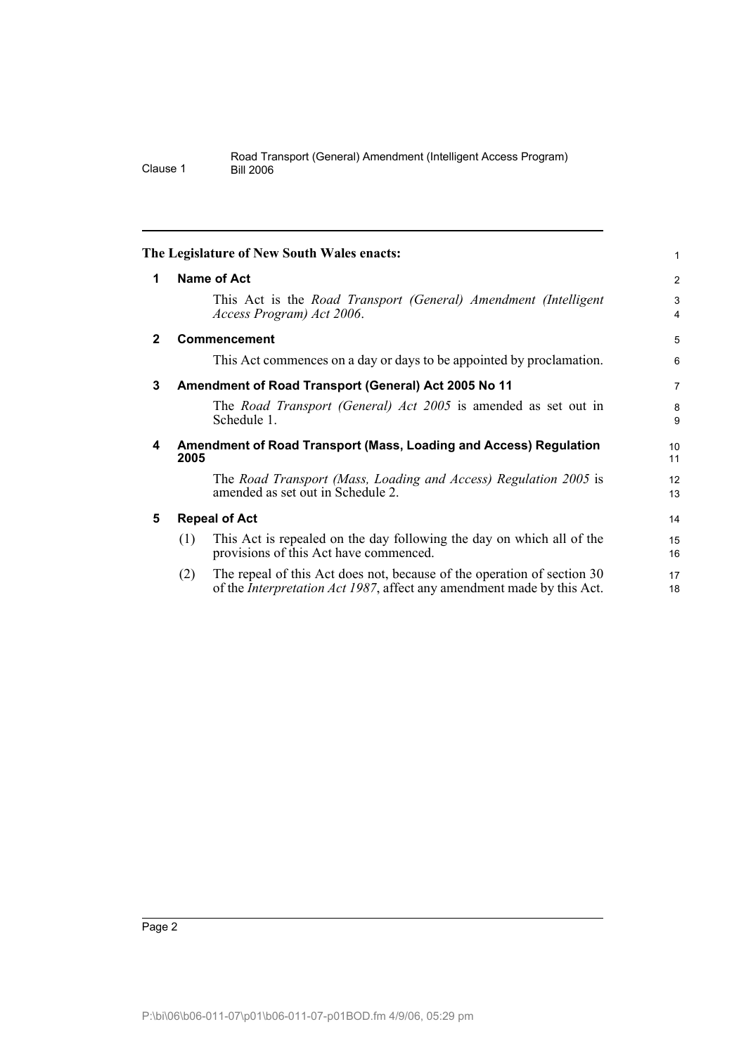**The Legislature of New South Wales enacts:**

## 1 Name of Act

This Act is the *Road Transport (General) Amendment (Intelligent Access Program) Act 2006*.

## 2 Commencement

This Act commences on a day or days to be appointed by proclamation.

## 3 Amendment of Road Transport (General) Act 2005 No 11

The *Road Transport (General) Act 2005* is amended as set out in Schedule 1.

## 4 Amendment of Road Transport (Mass, Loading and Access) Regulation 2005

The *Road Transport (Mass, Loading and Access) Regulation 2005* is amended as set out in Schedule 2.

## 5 Repeal of Act

(1) This Act is repealed on the day following the day on which all of the provisions of this Act have commenced.

(2) The repeal of this Act does not, because of the operation of section 30 of the *Interpretation Act 1987*, affect any amendment made by this Act.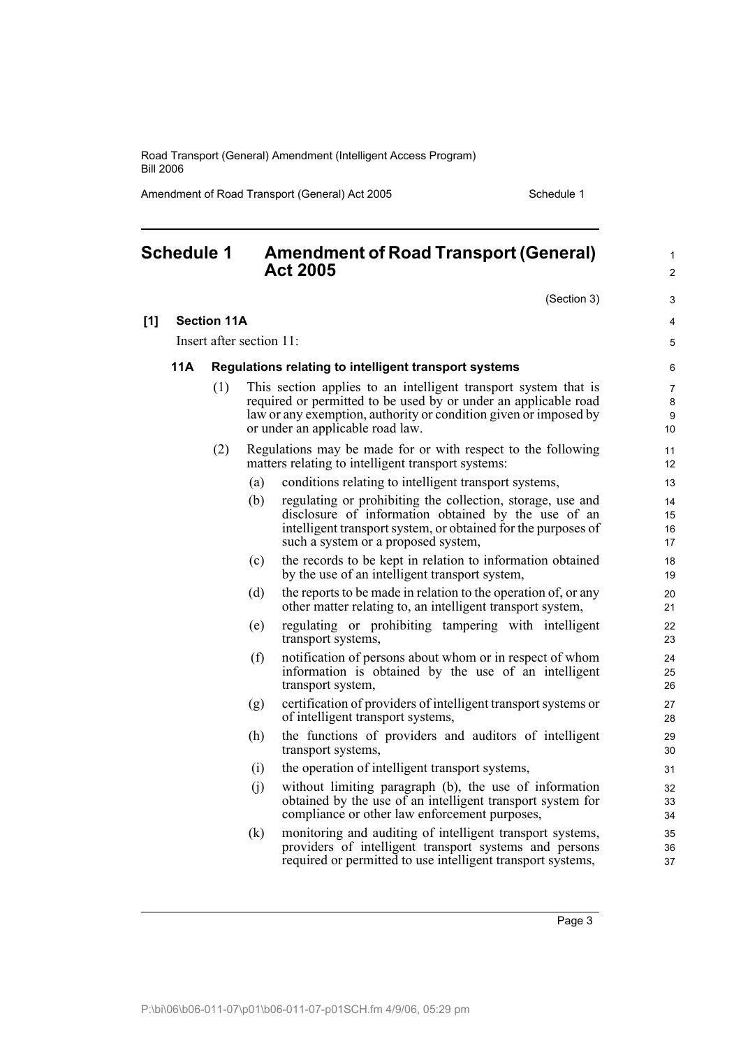# Schedule 1 Amendment of Road Transport (General) Act 2005

(Section 3)

**[1] Section 11A**

Insert after section 11:

### 11A Regulations relating to intelligent transport systems

(1) This section applies to an intelligent transport system that is required or permitted to be used by or under an applicable road law or any exemption, authority or condition given or imposed by or under an applicable road law.

(2) Regulations may be made for or with respect to the following matters relating to intelligent transport systems:

(a) conditions relating to intelligent transport systems,

(b) regulating or prohibiting the collection, storage, use and disclosure of information obtained by the use of an intelligent transport system, or obtained for the purposes of such a system or a proposed system,

(c) the records to be kept in relation to information obtained by the use of an intelligent transport system,

(d) the reports to be made in relation to the operation of, or any other matter relating to, an intelligent transport system,

(e) regulating or prohibiting tampering with intelligent transport systems,

(f) notification of persons about whom or in respect of whom information is obtained by the use of an intelligent transport system,

(g) certification of providers of intelligent transport systems or of intelligent transport systems,

(h) the functions of providers and auditors of intelligent transport systems,

(i) the operation of intelligent transport systems,

(j) without limiting paragraph (b), the use of information obtained by the use of an intelligent transport system for compliance or other law enforcement purposes,

(k) monitoring and auditing of intelligent transport systems, providers of intelligent transport systems and persons required or permitted to use intelligent transport systems,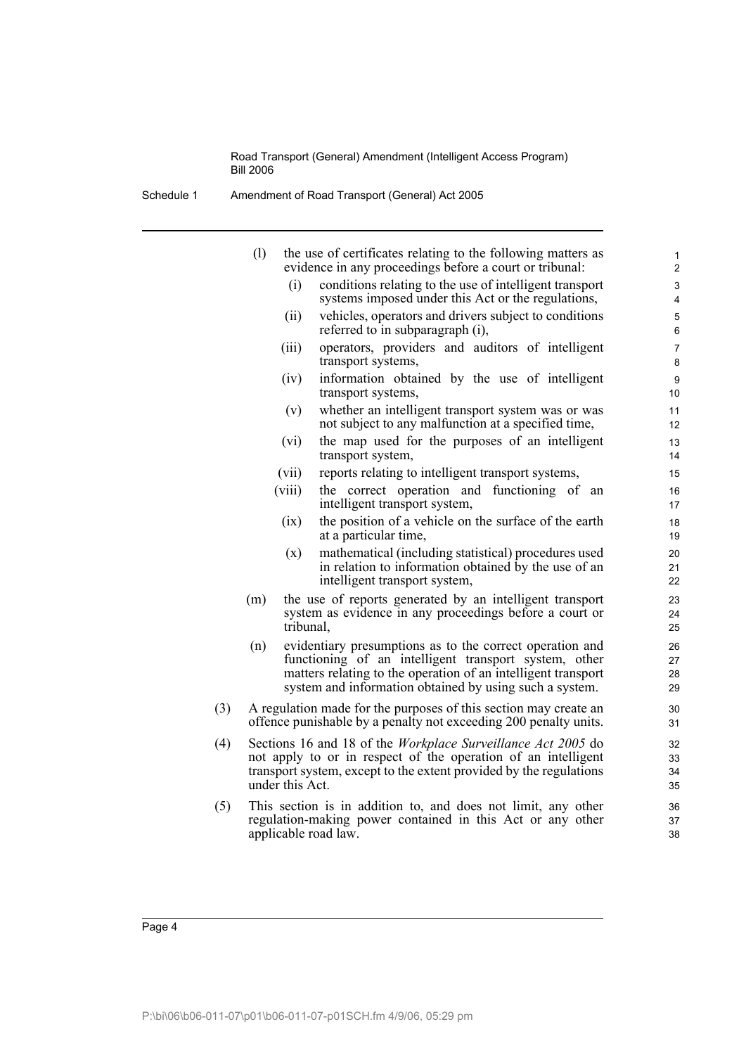(l) the use of certificates relating to the following matters as evidence in any proceedings before a court or tribunal:

(i) conditions relating to the use of intelligent transport systems imposed under this Act or the regulations,

(ii) vehicles, operators and drivers subject to conditions referred to in subparagraph (i),

(iii) operators, providers and auditors of intelligent transport systems,

(iv) information obtained by the use of intelligent transport systems,

(v) whether an intelligent transport system was or was not subject to any malfunction at a specified time,

(vi) the map used for the purposes of an intelligent transport system,

(vii) reports relating to intelligent transport systems,

(viii) the correct operation and functioning of an intelligent transport system,

(ix) the position of a vehicle on the surface of the earth at a particular time,

(x) mathematical (including statistical) procedures used in relation to information obtained by the use of an intelligent transport system,

(m) the use of reports generated by an intelligent transport system as evidence in any proceedings before a court or tribunal,

(n) evidentiary presumptions as to the correct operation and functioning of an intelligent transport system, other matters relating to the operation of an intelligent transport system and information obtained by using such a system.

(3) A regulation made for the purposes of this section may create an offence punishable by a penalty not exceeding 200 penalty units.

(4) Sections 16 and 18 of the *Workplace Surveillance Act 2005* do not apply to or in respect of the operation of an intelligent transport system, except to the extent provided by the regulations under this Act.

(5) This section is in addition to, and does not limit, any other regulation-making power contained in this Act or any other applicable road law.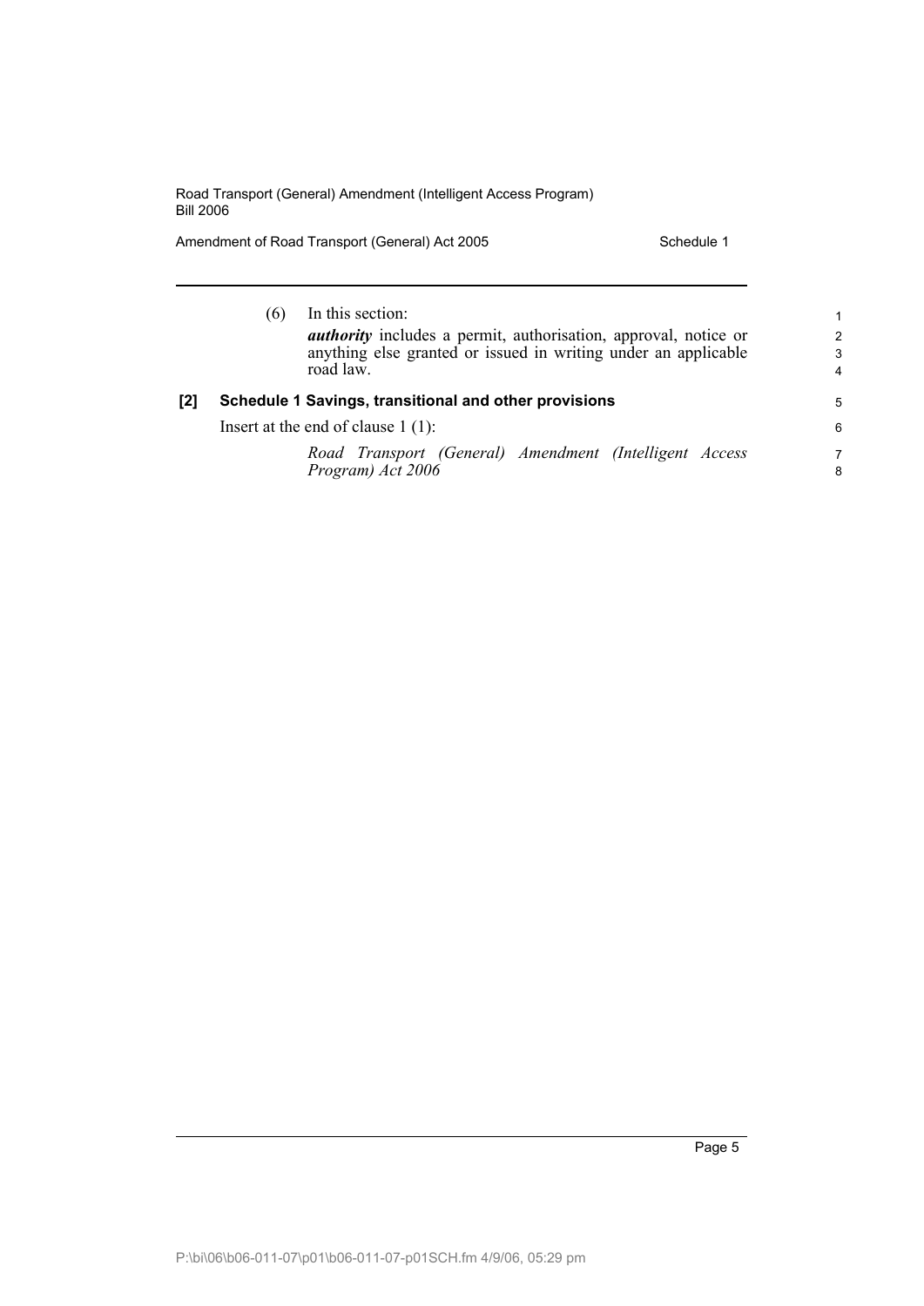(6) In this section:

***authority*** includes a permit, authorisation, approval, notice or anything else granted or issued in writing under an applicable road law.

**[2] Schedule 1 Savings, transitional and other provisions**

Insert at the end of clause 1 (1):

*Road Transport (General) Amendment (Intelligent Access Program) Act 2006*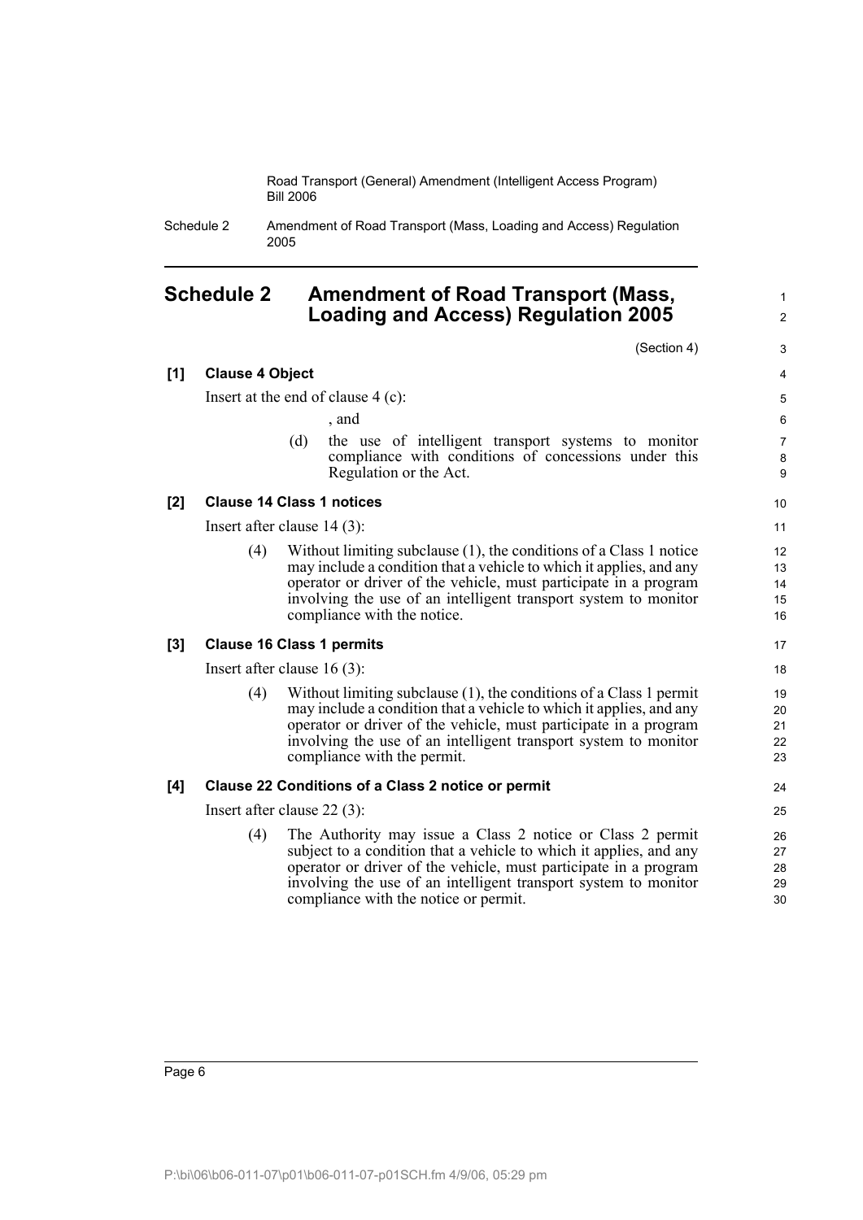# Schedule 2 Amendment of Road Transport (Mass, Loading and Access) Regulation 2005

(Section 4)

**[1] Clause 4 Object**

Insert at the end of clause 4 (c):

, and

(d) the use of intelligent transport systems to monitor compliance with conditions of concessions under this Regulation or the Act.

**[2] Clause 14 Class 1 notices**

Insert after clause 14 (3):

(4) Without limiting subclause (1), the conditions of a Class 1 notice may include a condition that a vehicle to which it applies, and any operator or driver of the vehicle, must participate in a program involving the use of an intelligent transport system to monitor compliance with the notice.

**[3] Clause 16 Class 1 permits**

Insert after clause 16 (3):

(4) Without limiting subclause (1), the conditions of a Class 1 permit may include a condition that a vehicle to which it applies, and any operator or driver of the vehicle, must participate in a program involving the use of an intelligent transport system to monitor compliance with the permit.

**[4] Clause 22 Conditions of a Class 2 notice or permit**

Insert after clause 22 (3):

(4) The Authority may issue a Class 2 notice or Class 2 permit subject to a condition that a vehicle to which it applies, and any operator or driver of the vehicle, must participate in a program involving the use of an intelligent transport system to monitor compliance with the notice or permit.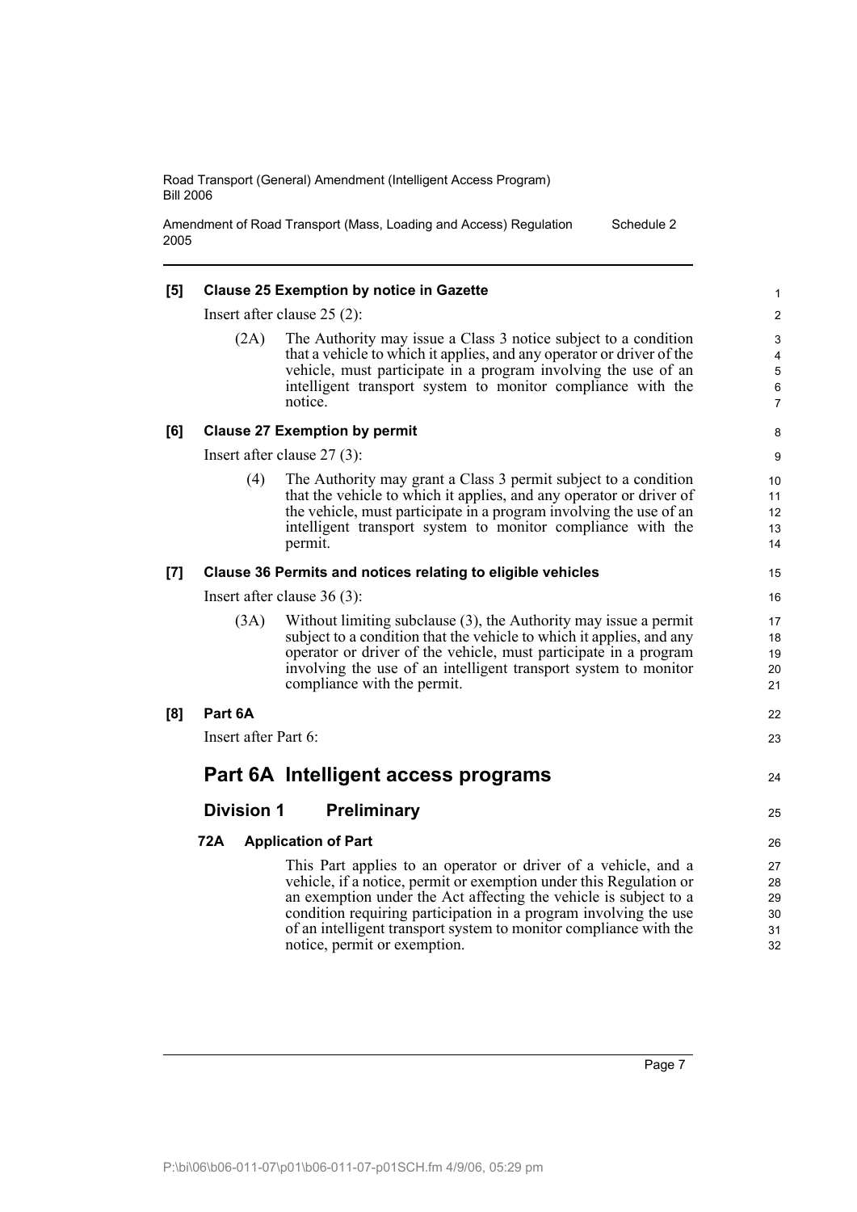**[5] Clause 25 Exemption by notice in Gazette**

Insert after clause 25 (2):

(2A) The Authority may issue a Class 3 notice subject to a condition that a vehicle to which it applies, and any operator or driver of the vehicle, must participate in a program involving the use of an intelligent transport system to monitor compliance with the notice.

**[6] Clause 27 Exemption by permit**

Insert after clause 27 (3):

(4) The Authority may grant a Class 3 permit subject to a condition that the vehicle to which it applies, and any operator or driver of the vehicle, must participate in a program involving the use of an intelligent transport system to monitor compliance with the permit.

**[7] Clause 36 Permits and notices relating to eligible vehicles**

Insert after clause 36 (3):

(3A) Without limiting subclause (3), the Authority may issue a permit subject to a condition that the vehicle to which it applies, and any operator or driver of the vehicle, must participate in a program involving the use of an intelligent transport system to monitor compliance with the permit.

**[8] Part 6A**

Insert after Part 6:

# Part 6A Intelligent access programs

## Division 1 Preliminary

### 72A Application of Part

This Part applies to an operator or driver of a vehicle, and a vehicle, if a notice, permit or exemption under this Regulation or an exemption under the Act affecting the vehicle is subject to a condition requiring participation in a program involving the use of an intelligent transport system to monitor compliance with the notice, permit or exemption.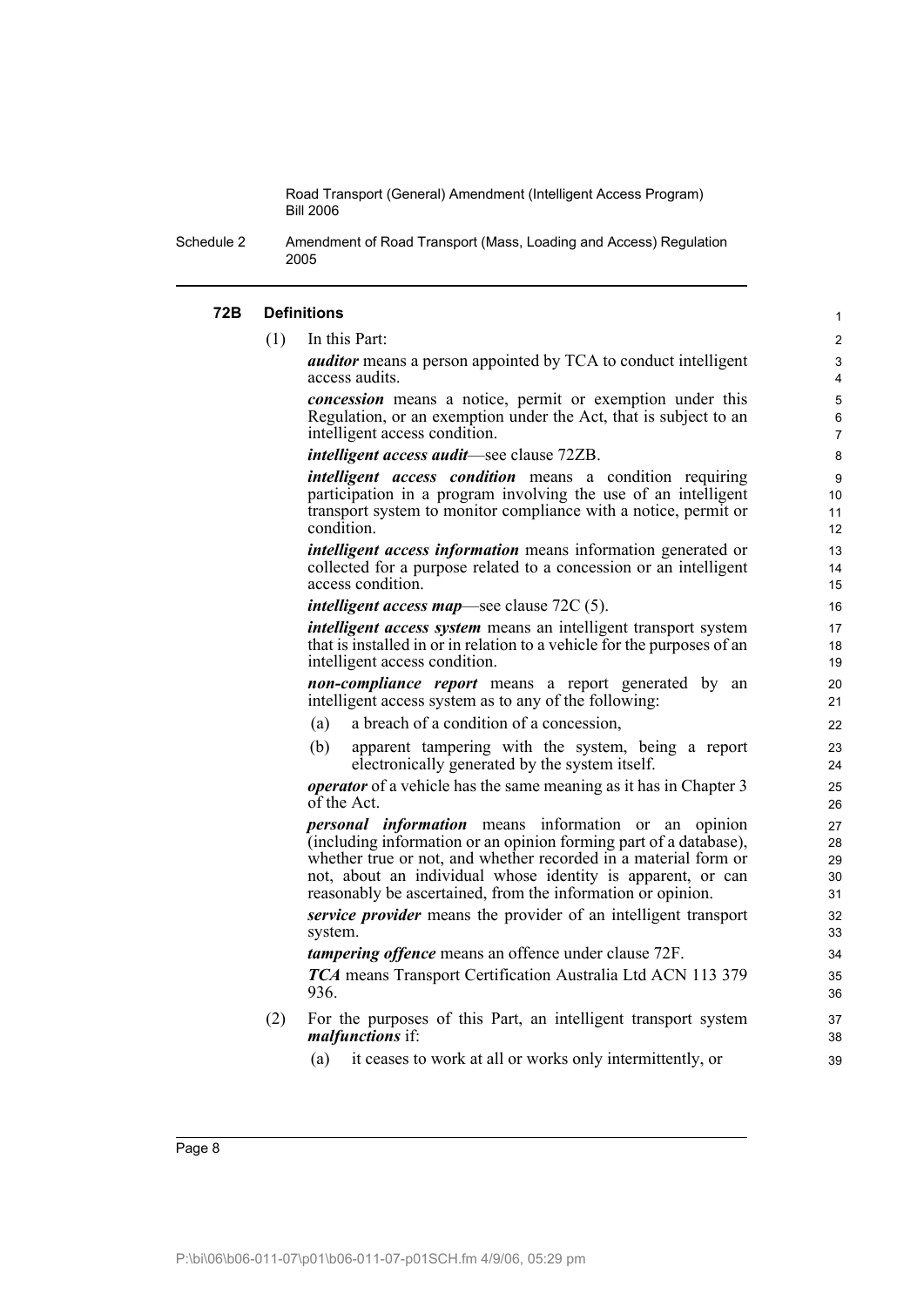### 72B Definitions

(1) In this Part:

***auditor*** means a person appointed by TCA to conduct intelligent access audits.

***concession*** means a notice, permit or exemption under this Regulation, or an exemption under the Act, that is subject to an intelligent access condition.

***intelligent access audit***—see clause 72ZB.

***intelligent access condition*** means a condition requiring participation in a program involving the use of an intelligent transport system to monitor compliance with a notice, permit or condition.

***intelligent access information*** means information generated or collected for a purpose related to a concession or an intelligent access condition.

***intelligent access map***—see clause 72C (5).

***intelligent access system*** means an intelligent transport system that is installed in or in relation to a vehicle for the purposes of an intelligent access condition.

***non-compliance report*** means a report generated by an intelligent access system as to any of the following:

(a) a breach of a condition of a concession,

(b) apparent tampering with the system, being a report electronically generated by the system itself.

***operator*** of a vehicle has the same meaning as it has in Chapter 3 of the Act.

***personal information*** means information or an opinion (including information or an opinion forming part of a database), whether true or not, and whether recorded in a material form or not, about an individual whose identity is apparent, or can reasonably be ascertained, from the information or opinion.

***service provider*** means the provider of an intelligent transport system.

***tampering offence*** means an offence under clause 72F.

***TCA*** means Transport Certification Australia Ltd ACN 113 379 936.

(2) For the purposes of this Part, an intelligent transport system ***malfunctions*** if:

(a) it ceases to work at all or works only intermittently, or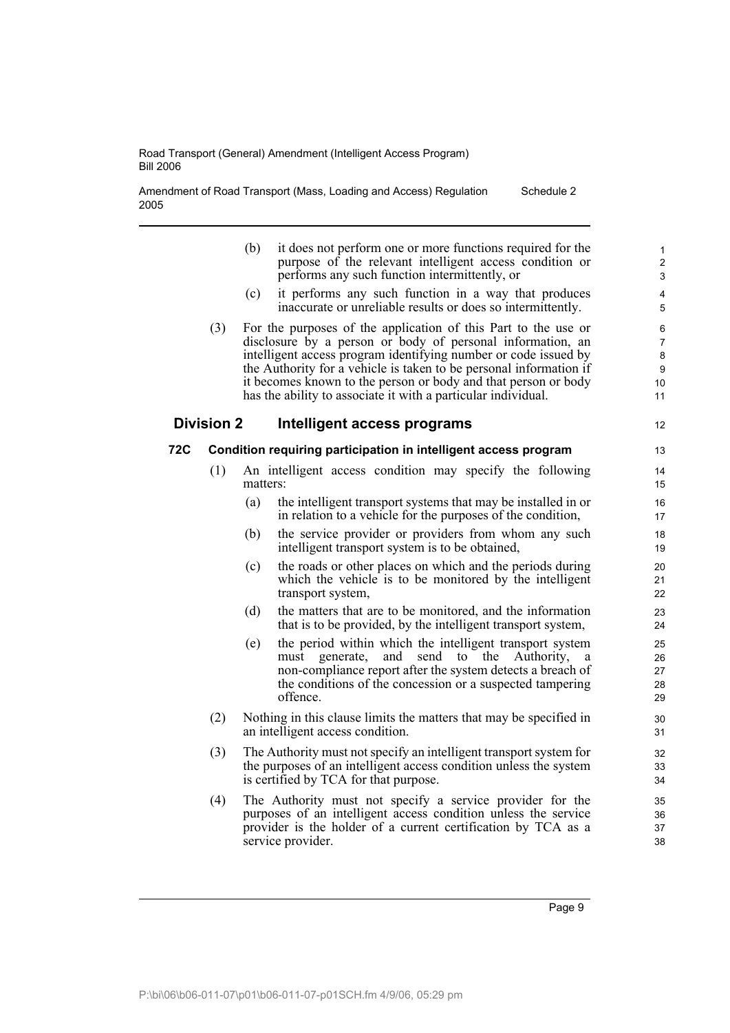(b) it does not perform one or more functions required for the purpose of the relevant intelligent access condition or performs any such function intermittently, or

(c) it performs any such function in a way that produces inaccurate or unreliable results or does so intermittently.

(3) For the purposes of the application of this Part to the use or disclosure by a person or body of personal information, an intelligent access program identifying number or code issued by the Authority for a vehicle is taken to be personal information if it becomes known to the person or body and that person or body has the ability to associate it with a particular individual.

## Division 2 Intelligent access programs

### 72C Condition requiring participation in intelligent access program

(1) An intelligent access condition may specify the following matters:

(a) the intelligent transport systems that may be installed in or in relation to a vehicle for the purposes of the condition,

(b) the service provider or providers from whom any such intelligent transport system is to be obtained,

(c) the roads or other places on which and the periods during which the vehicle is to be monitored by the intelligent transport system,

(d) the matters that are to be monitored, and the information that is to be provided, by the intelligent transport system,

(e) the period within which the intelligent transport system must generate, and send to the Authority, a non-compliance report after the system detects a breach of the conditions of the concession or a suspected tampering offence.

(2) Nothing in this clause limits the matters that may be specified in an intelligent access condition.

(3) The Authority must not specify an intelligent transport system for the purposes of an intelligent access condition unless the system is certified by TCA for that purpose.

(4) The Authority must not specify a service provider for the purposes of an intelligent access condition unless the service provider is the holder of a current certification by TCA as a service provider.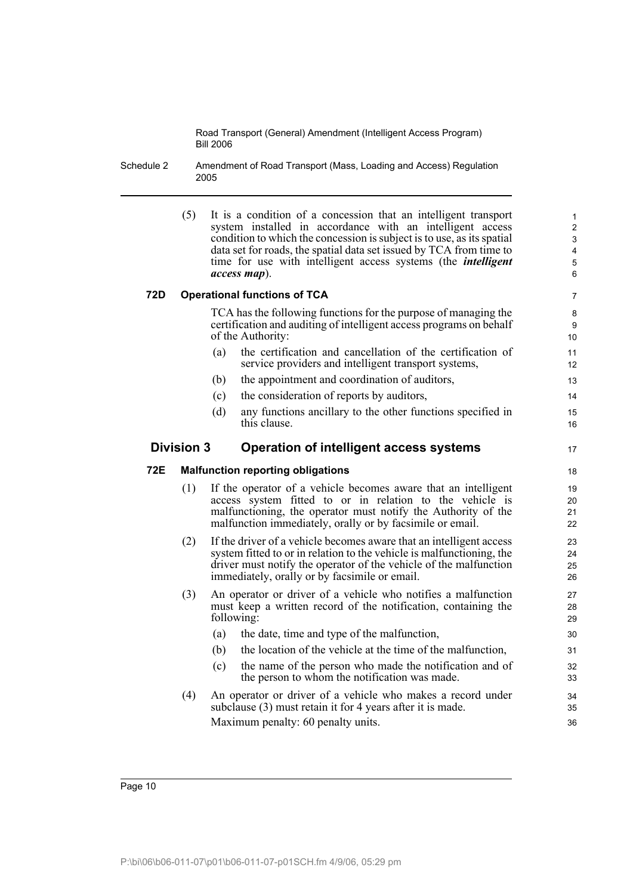(5) It is a condition of a concession that an intelligent transport system installed in accordance with an intelligent access condition to which the concession is subject is to use, as its spatial data set for roads, the spatial data set issued by TCA from time to time for use with intelligent access systems (the ***intelligent access map***).

**72D Operational functions of TCA**

TCA has the following functions for the purpose of managing the certification and auditing of intelligent access programs on behalf of the Authority:

(a) the certification and cancellation of the certification of service providers and intelligent transport systems,

(b) the appointment and coordination of auditors,

(c) the consideration of reports by auditors,

(d) any functions ancillary to the other functions specified in this clause.

## Division 3 Operation of intelligent access systems

**72E Malfunction reporting obligations**

(1) If the operator of a vehicle becomes aware that an intelligent access system fitted to or in relation to the vehicle is malfunctioning, the operator must notify the Authority of the malfunction immediately, orally or by facsimile or email.

(2) If the driver of a vehicle becomes aware that an intelligent access system fitted to or in relation to the vehicle is malfunctioning, the driver must notify the operator of the vehicle of the malfunction immediately, orally or by facsimile or email.

(3) An operator or driver of a vehicle who notifies a malfunction must keep a written record of the notification, containing the following:

(a) the date, time and type of the malfunction,

(b) the location of the vehicle at the time of the malfunction,

(c) the name of the person who made the notification and of the person to whom the notification was made.

(4) An operator or driver of a vehicle who makes a record under subclause (3) must retain it for 4 years after it is made.

Maximum penalty: 60 penalty units.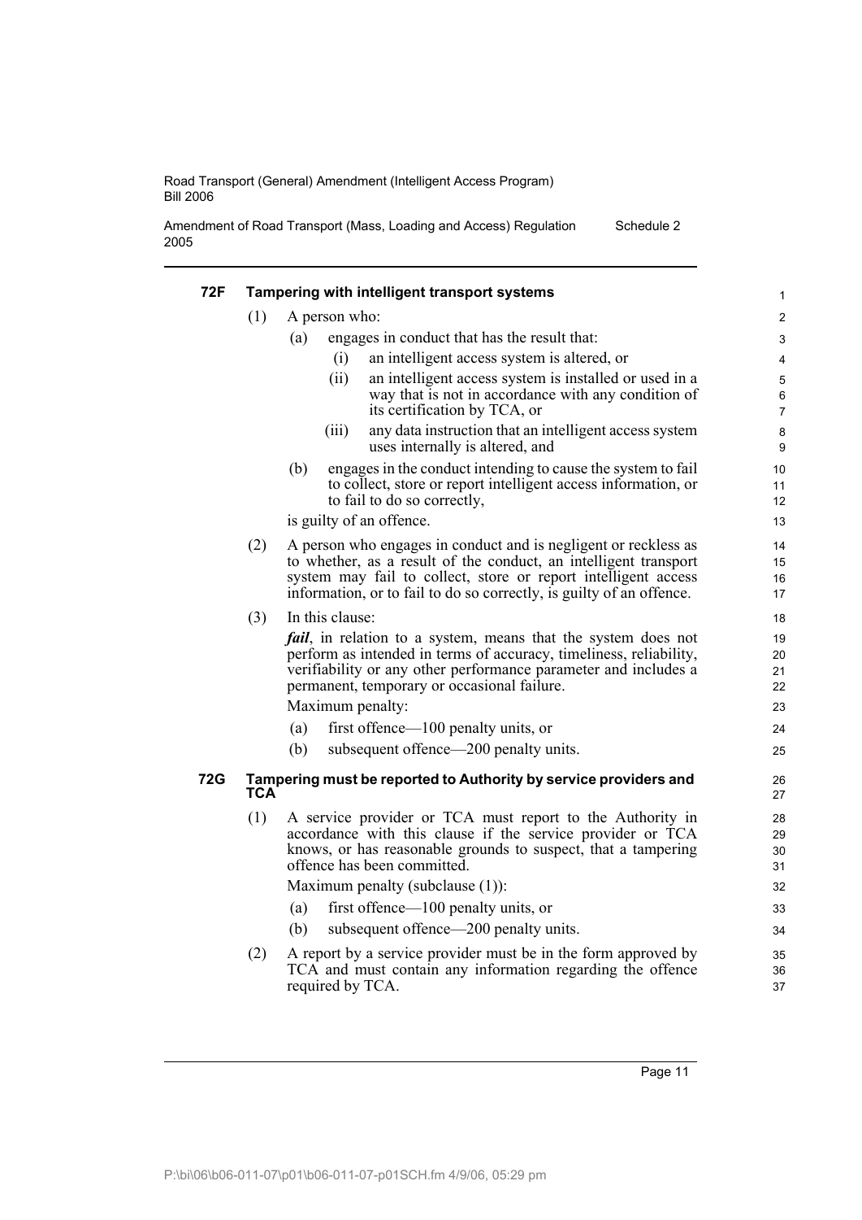### 72F Tampering with intelligent transport systems

(1) A person who:

(a) engages in conduct that has the result that:

(i) an intelligent access system is altered, or

(ii) an intelligent access system is installed or used in a way that is not in accordance with any condition of its certification by TCA, or

(iii) any data instruction that an intelligent access system uses internally is altered, and

(b) engages in the conduct intending to cause the system to fail to collect, store or report intelligent access information, or to fail to do so correctly,

is guilty of an offence.

(2) A person who engages in conduct and is negligent or reckless as to whether, as a result of the conduct, an intelligent transport system may fail to collect, store or report intelligent access information, or to fail to do so correctly, is guilty of an offence.

(3) In this clause:

***fail***, in relation to a system, means that the system does not perform as intended in terms of accuracy, timeliness, reliability, verifiability or any other performance parameter and includes a permanent, temporary or occasional failure.

Maximum penalty:

(a) first offence—100 penalty units, or

(b) subsequent offence—200 penalty units.

### 72G Tampering must be reported to Authority by service providers and TCA

(1) A service provider or TCA must report to the Authority in accordance with this clause if the service provider or TCA knows, or has reasonable grounds to suspect, that a tampering offence has been committed.

Maximum penalty (subclause (1)):

(a) first offence—100 penalty units, or

(b) subsequent offence—200 penalty units.

(2) A report by a service provider must be in the form approved by TCA and must contain any information regarding the offence required by TCA.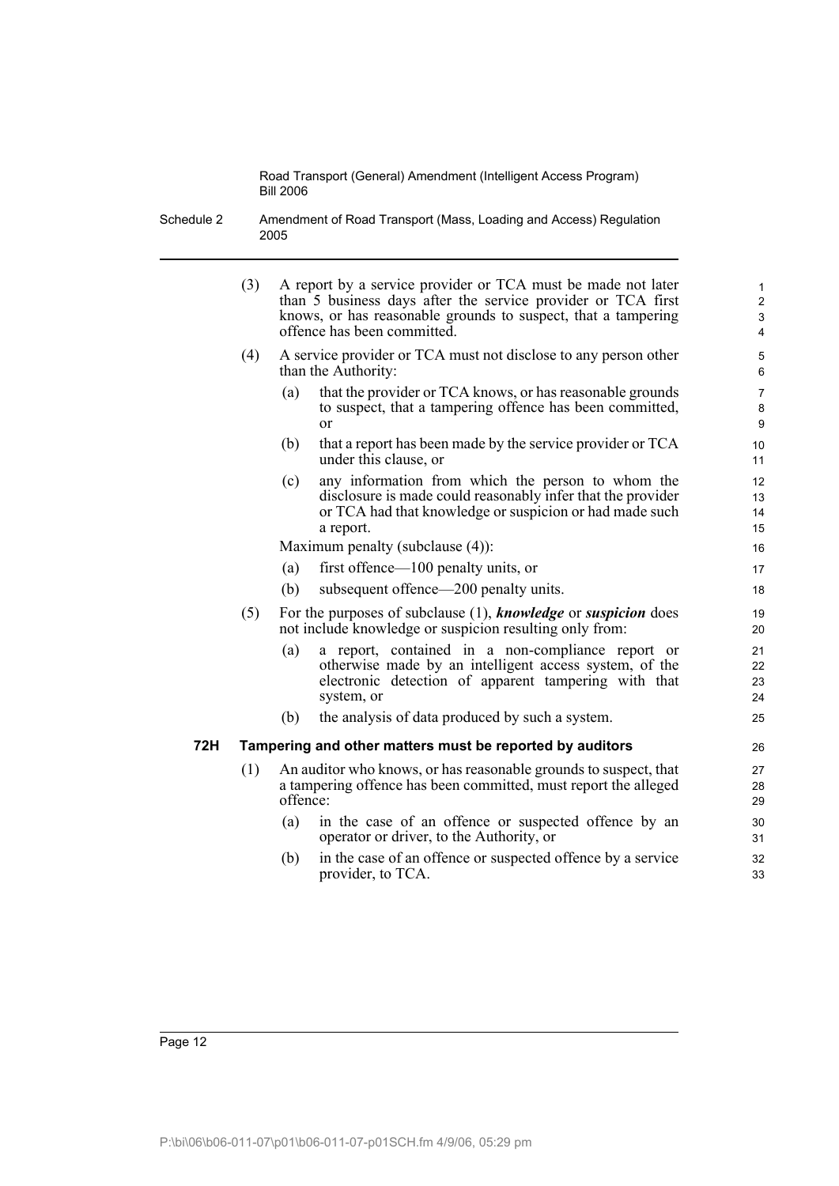(3) A report by a service provider or TCA must be made not later than 5 business days after the service provider or TCA first knows, or has reasonable grounds to suspect, that a tampering offence has been committed.

(4) A service provider or TCA must not disclose to any person other than the Authority:

- (a) that the provider or TCA knows, or has reasonable grounds to suspect, that a tampering offence has been committed, or
- (b) that a report has been made by the service provider or TCA under this clause, or
- (c) any information from which the person to whom the disclosure is made could reasonably infer that the provider or TCA had that knowledge or suspicion or had made such a report.

Maximum penalty (subclause (4)):

- (a) first offence—100 penalty units, or
- (b) subsequent offence—200 penalty units.

(5) For the purposes of subclause (1), ***knowledge*** or ***suspicion*** does not include knowledge or suspicion resulting only from:

- (a) a report, contained in a non-compliance report or otherwise made by an intelligent access system, of the electronic detection of apparent tampering with that system, or
- (b) the analysis of data produced by such a system.

### 72H Tampering and other matters must be reported by auditors

(1) An auditor who knows, or has reasonable grounds to suspect, that a tampering offence has been committed, must report the alleged offence:

- (a) in the case of an offence or suspected offence by an operator or driver, to the Authority, or
- (b) in the case of an offence or suspected offence by a service provider, to TCA.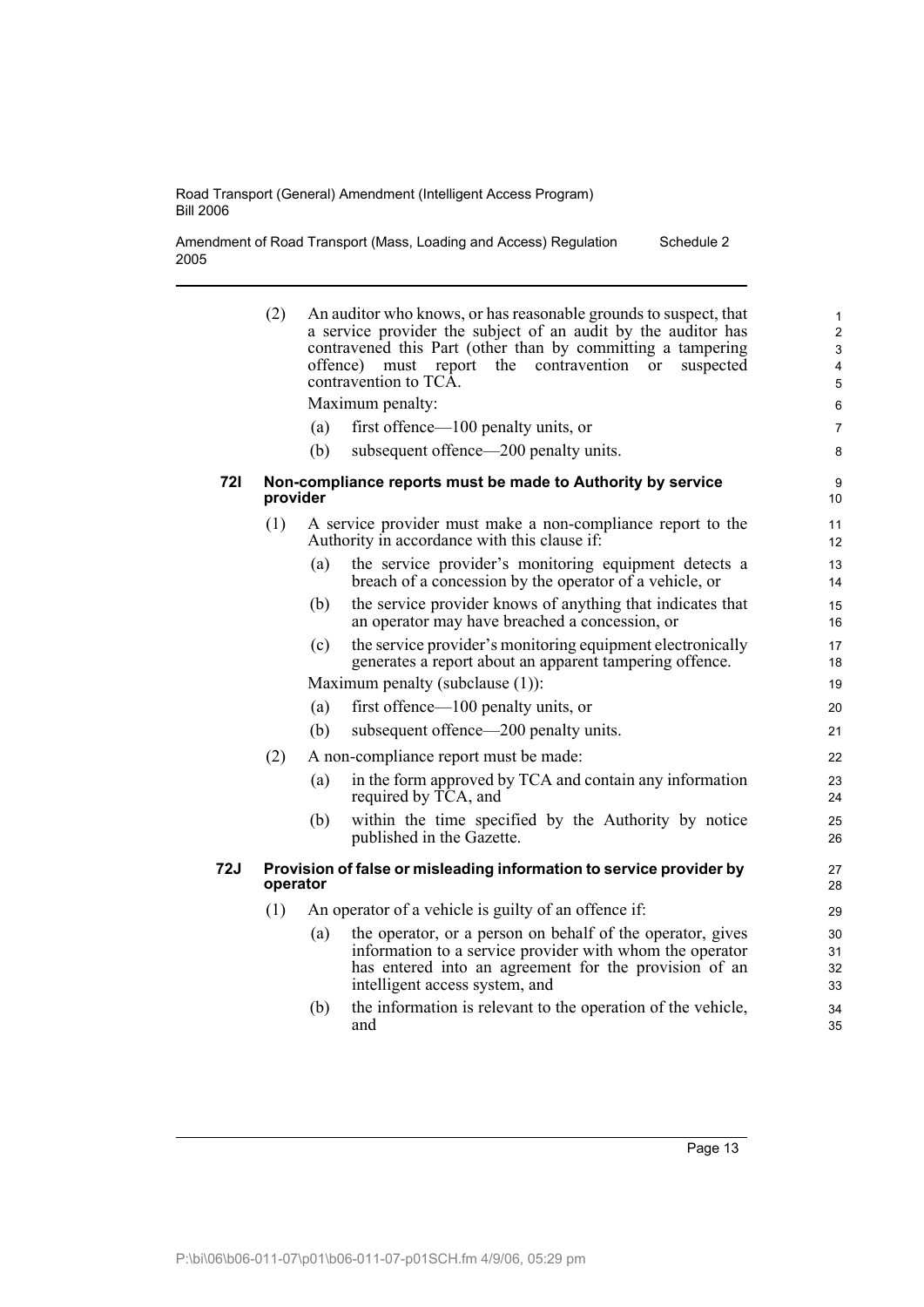(2) An auditor who knows, or has reasonable grounds to suspect, that a service provider the subject of an audit by the auditor has contravened this Part (other than by committing a tampering offence) must report the contravention or suspected contravention to TCA.

Maximum penalty:

(a) first offence—100 penalty units, or

(b) subsequent offence—200 penalty units.

**72I Non-compliance reports must be made to Authority by service provider**

(1) A service provider must make a non-compliance report to the Authority in accordance with this clause if:

(a) the service provider's monitoring equipment detects a breach of a concession by the operator of a vehicle, or

(b) the service provider knows of anything that indicates that an operator may have breached a concession, or

(c) the service provider's monitoring equipment electronically generates a report about an apparent tampering offence.

Maximum penalty (subclause (1)):

(a) first offence—100 penalty units, or

(b) subsequent offence—200 penalty units.

(2) A non-compliance report must be made:

(a) in the form approved by TCA and contain any information required by TCA, and

(b) within the time specified by the Authority by notice published in the Gazette.

**72J Provision of false or misleading information to service provider by operator**

(1) An operator of a vehicle is guilty of an offence if:

(a) the operator, or a person on behalf of the operator, gives information to a service provider with whom the operator has entered into an agreement for the provision of an intelligent access system, and

(b) the information is relevant to the operation of the vehicle, and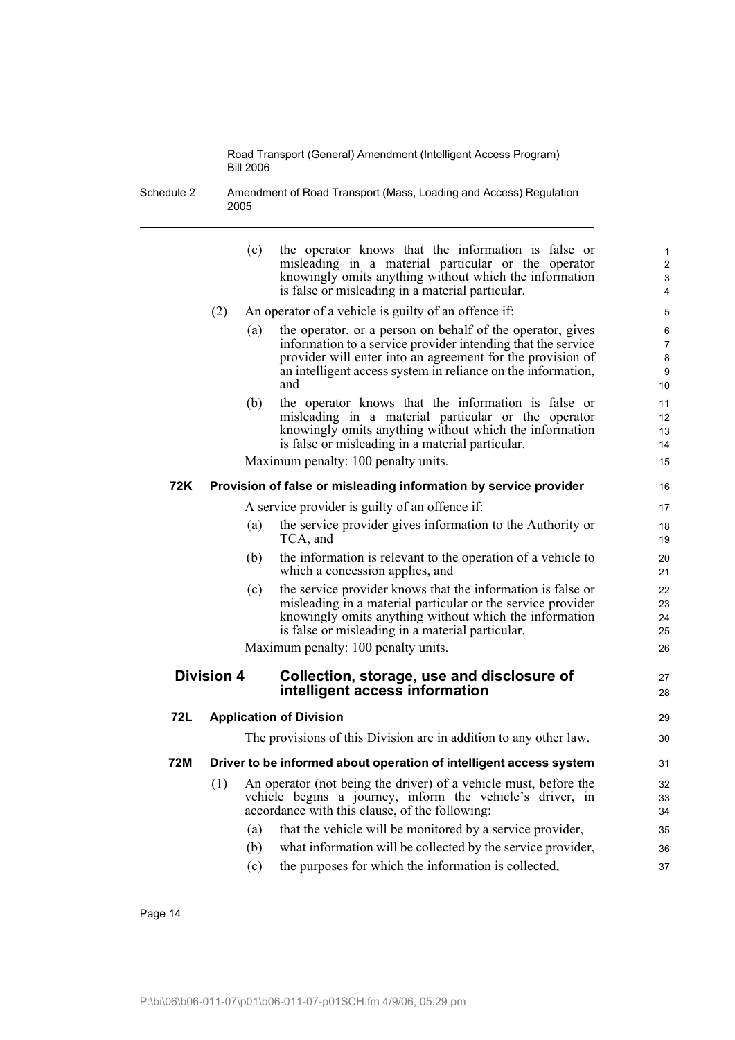(c) the operator knows that the information is false or misleading in a material particular or the operator knowingly omits anything without which the information is false or misleading in a material particular.

(2) An operator of a vehicle is guilty of an offence if:

(a) the operator, or a person on behalf of the operator, gives information to a service provider intending that the service provider will enter into an agreement for the provision of an intelligent access system in reliance on the information, and

(b) the operator knows that the information is false or misleading in a material particular or the operator knowingly omits anything without which the information is false or misleading in a material particular.

Maximum penalty: 100 penalty units.

**72K Provision of false or misleading information by service provider**

A service provider is guilty of an offence if:

(a) the service provider gives information to the Authority or TCA, and

(b) the information is relevant to the operation of a vehicle to which a concession applies, and

(c) the service provider knows that the information is false or misleading in a material particular or the service provider knowingly omits anything without which the information is false or misleading in a material particular.

Maximum penalty: 100 penalty units.

## Division 4 Collection, storage, use and disclosure of intelligent access information

**72L Application of Division**

The provisions of this Division are in addition to any other law.

**72M Driver to be informed about operation of intelligent access system**

(1) An operator (not being the driver) of a vehicle must, before the vehicle begins a journey, inform the vehicle's driver, in accordance with this clause, of the following:

(a) that the vehicle will be monitored by a service provider,

(b) what information will be collected by the service provider,

(c) the purposes for which the information is collected,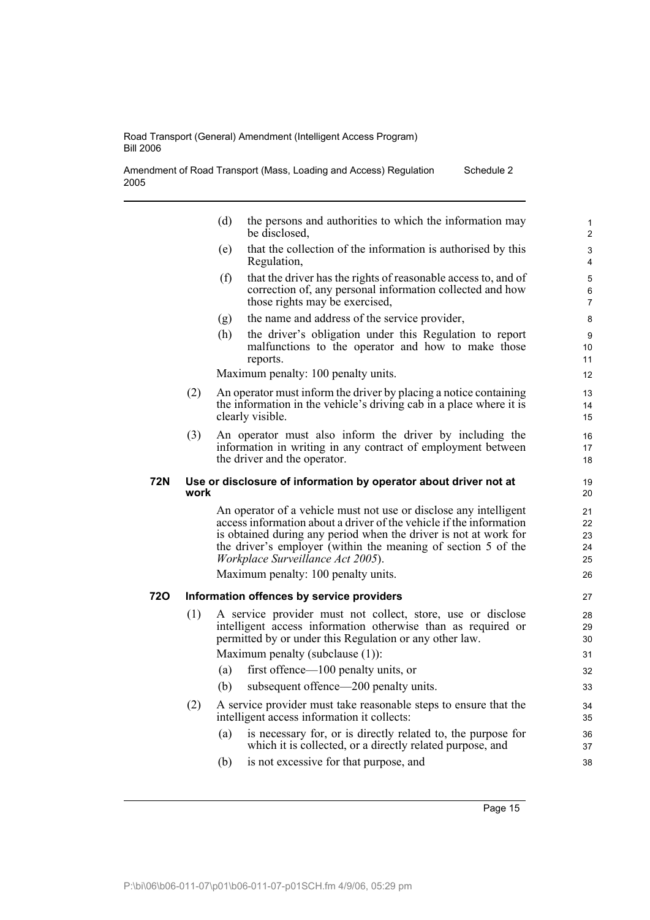(d) the persons and authorities to which the information may be disclosed,

(e) that the collection of the information is authorised by this Regulation,

(f) that the driver has the rights of reasonable access to, and of correction of, any personal information collected and how those rights may be exercised,

(g) the name and address of the service provider,

(h) the driver's obligation under this Regulation to report malfunctions to the operator and how to make those reports.

Maximum penalty: 100 penalty units.

(2) An operator must inform the driver by placing a notice containing the information in the vehicle's driving cab in a place where it is clearly visible.

(3) An operator must also inform the driver by including the information in writing in any contract of employment between the driver and the operator.

**72N Use or disclosure of information by operator about driver not at work**

An operator of a vehicle must not use or disclose any intelligent access information about a driver of the vehicle if the information is obtained during any period when the driver is not at work for the driver's employer (within the meaning of section 5 of the *Workplace Surveillance Act 2005*).

Maximum penalty: 100 penalty units.

**72O Information offences by service providers**

(1) A service provider must not collect, store, use or disclose intelligent access information otherwise than as required or permitted by or under this Regulation or any other law.

Maximum penalty (subclause (1)):

(a) first offence—100 penalty units, or

(b) subsequent offence—200 penalty units.

(2) A service provider must take reasonable steps to ensure that the intelligent access information it collects:

(a) is necessary for, or is directly related to, the purpose for which it is collected, or a directly related purpose, and

(b) is not excessive for that purpose, and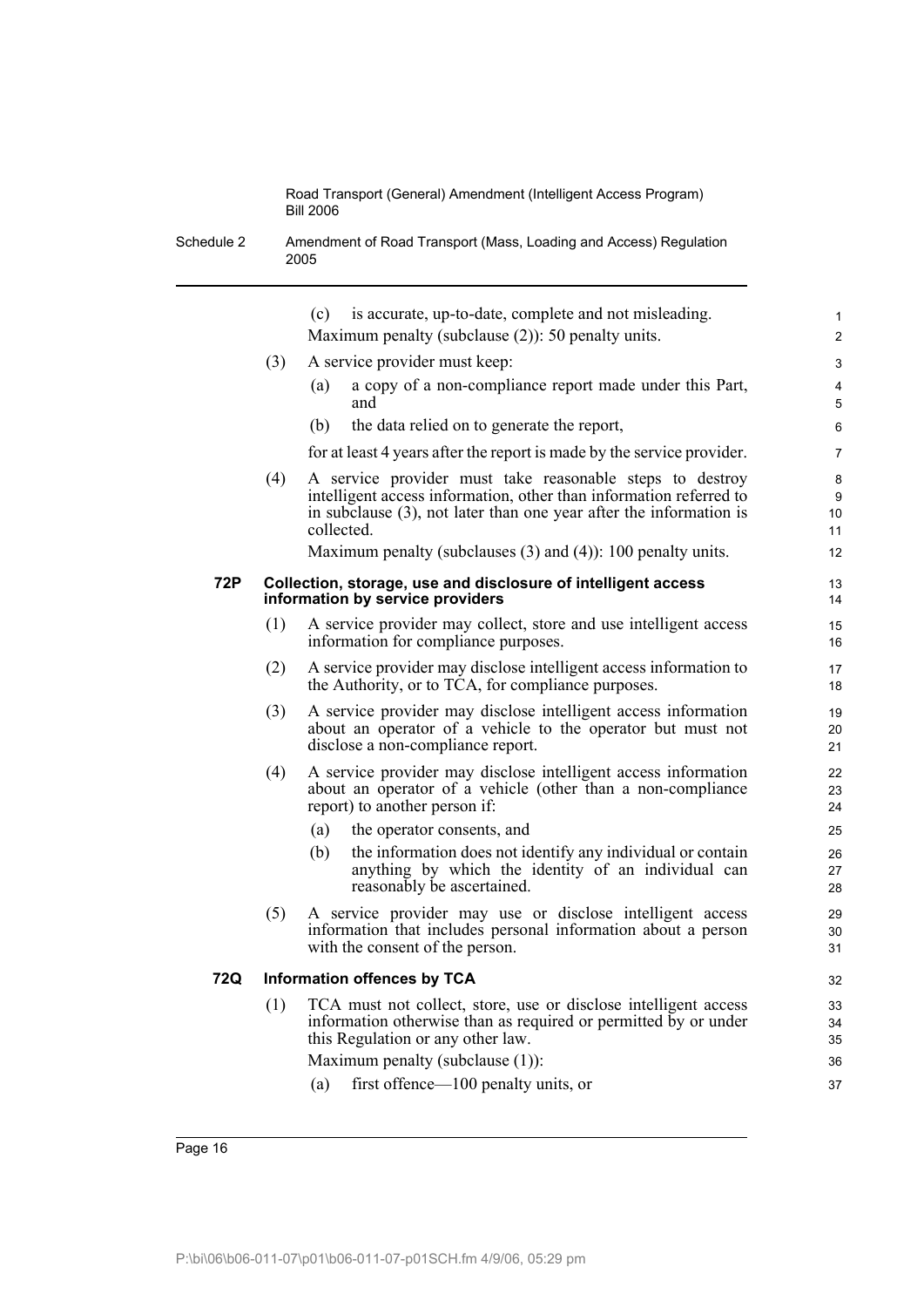(c) is accurate, up-to-date, complete and not misleading.

Maximum penalty (subclause (2)): 50 penalty units.

(3) A service provider must keep:

(a) a copy of a non-compliance report made under this Part, and

(b) the data relied on to generate the report,

for at least 4 years after the report is made by the service provider.

(4) A service provider must take reasonable steps to destroy intelligent access information, other than information referred to in subclause (3), not later than one year after the information is collected.

Maximum penalty (subclauses (3) and (4)): 100 penalty units.

**72P Collection, storage, use and disclosure of intelligent access information by service providers**

(1) A service provider may collect, store and use intelligent access information for compliance purposes.

(2) A service provider may disclose intelligent access information to the Authority, or to TCA, for compliance purposes.

(3) A service provider may disclose intelligent access information about an operator of a vehicle to the operator but must not disclose a non-compliance report.

(4) A service provider may disclose intelligent access information about an operator of a vehicle (other than a non-compliance report) to another person if:

(a) the operator consents, and

(b) the information does not identify any individual or contain anything by which the identity of an individual can reasonably be ascertained.

(5) A service provider may use or disclose intelligent access information that includes personal information about a person with the consent of the person.

**72Q Information offences by TCA**

(1) TCA must not collect, store, use or disclose intelligent access information otherwise than as required or permitted by or under this Regulation or any other law.

Maximum penalty (subclause (1)):

(a) first offence—100 penalty units, or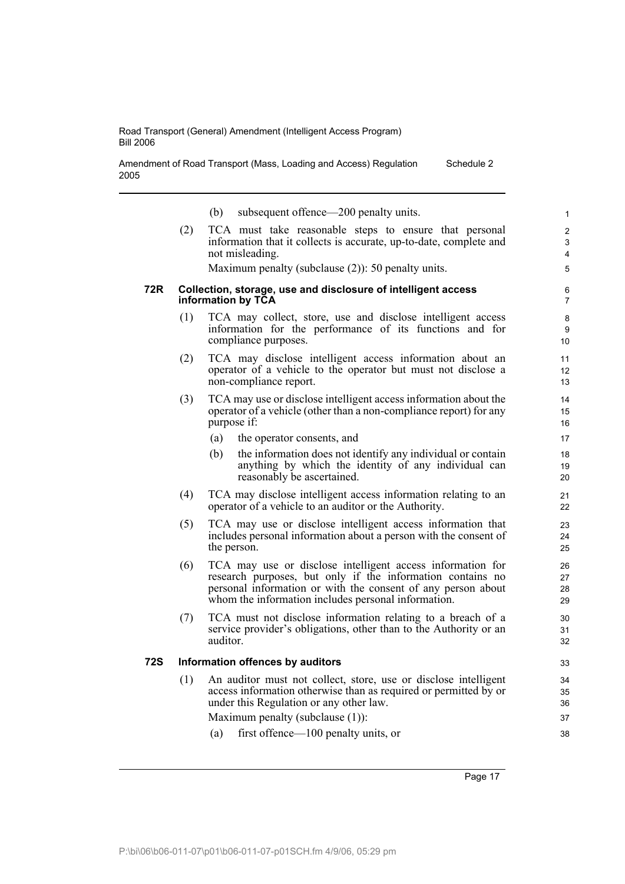(b) subsequent offence—200 penalty units.

(2) TCA must take reasonable steps to ensure that personal information that it collects is accurate, up-to-date, complete and not misleading.

Maximum penalty (subclause (2)): 50 penalty units.

### 72R Collection, storage, use and disclosure of intelligent access information by TCA

(1) TCA may collect, store, use and disclose intelligent access information for the performance of its functions and for compliance purposes.

(2) TCA may disclose intelligent access information about an operator of a vehicle to the operator but must not disclose a non-compliance report.

(3) TCA may use or disclose intelligent access information about the operator of a vehicle (other than a non-compliance report) for any purpose if:

- (a) the operator consents, and
- (b) the information does not identify any individual or contain anything by which the identity of any individual can reasonably be ascertained.

(4) TCA may disclose intelligent access information relating to an operator of a vehicle to an auditor or the Authority.

(5) TCA may use or disclose intelligent access information that includes personal information about a person with the consent of the person.

(6) TCA may use or disclose intelligent access information for research purposes, but only if the information contains no personal information or with the consent of any person about whom the information includes personal information.

(7) TCA must not disclose information relating to a breach of a service provider's obligations, other than to the Authority or an auditor.

### 72S Information offences by auditors

(1) An auditor must not collect, store, use or disclose intelligent access information otherwise than as required or permitted by or under this Regulation or any other law.

Maximum penalty (subclause (1)):

(a) first offence—100 penalty units, or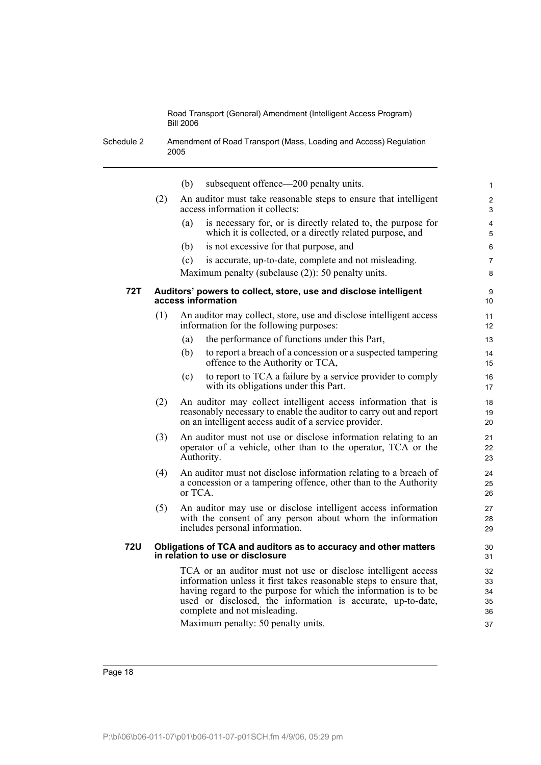(b) subsequent offence—200 penalty units.

(2) An auditor must take reasonable steps to ensure that intelligent access information it collects:

(a) is necessary for, or is directly related to, the purpose for which it is collected, or a directly related purpose, and

(b) is not excessive for that purpose, and

(c) is accurate, up-to-date, complete and not misleading.

Maximum penalty (subclause (2)): 50 penalty units.

### 72T Auditors' powers to collect, store, use and disclose intelligent access information

(1) An auditor may collect, store, use and disclose intelligent access information for the following purposes:

(a) the performance of functions under this Part,

(b) to report a breach of a concession or a suspected tampering offence to the Authority or TCA,

(c) to report to TCA a failure by a service provider to comply with its obligations under this Part.

(2) An auditor may collect intelligent access information that is reasonably necessary to enable the auditor to carry out and report on an intelligent access audit of a service provider.

(3) An auditor must not use or disclose information relating to an operator of a vehicle, other than to the operator, TCA or the Authority.

(4) An auditor must not disclose information relating to a breach of a concession or a tampering offence, other than to the Authority or TCA.

(5) An auditor may use or disclose intelligent access information with the consent of any person about whom the information includes personal information.

### 72U Obligations of TCA and auditors as to accuracy and other matters in relation to use or disclosure

TCA or an auditor must not use or disclose intelligent access information unless it first takes reasonable steps to ensure that, having regard to the purpose for which the information is to be used or disclosed, the information is accurate, up-to-date, complete and not misleading.

Maximum penalty: 50 penalty units.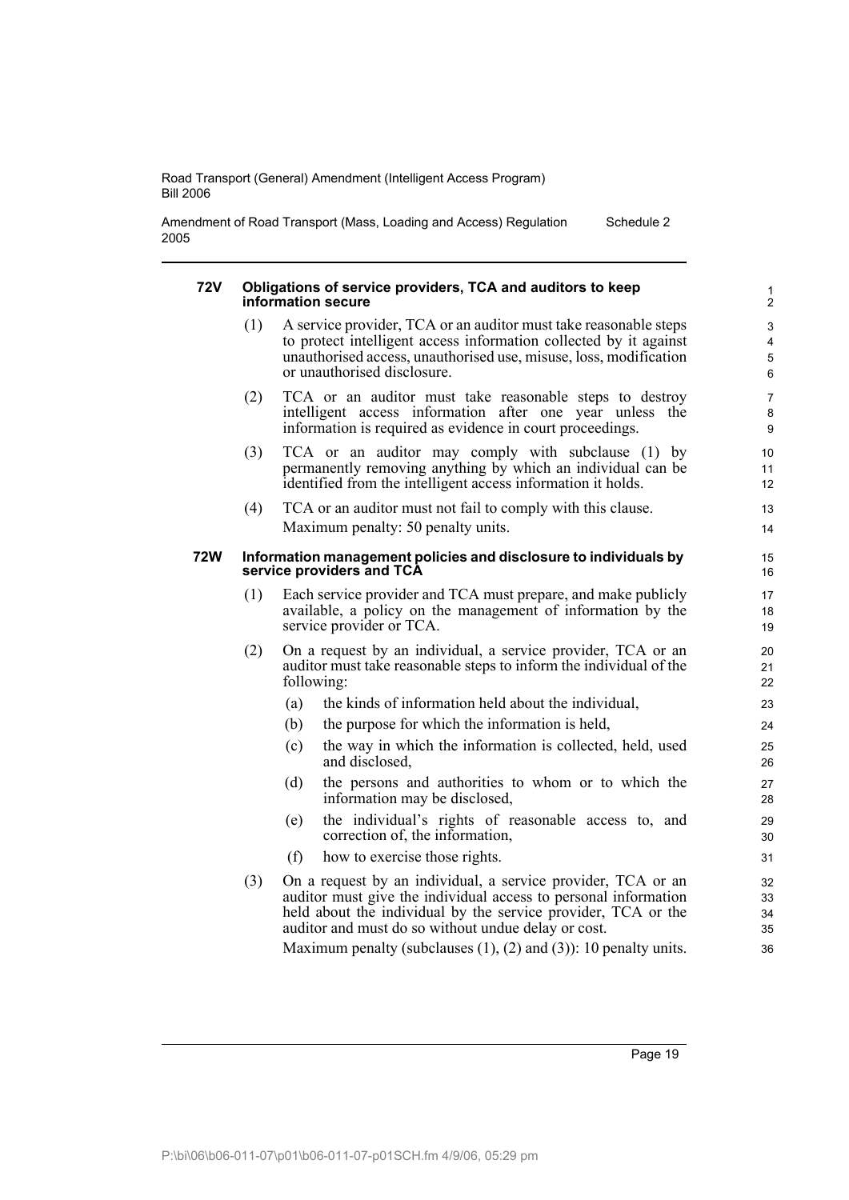#### 72V Obligations of service providers, TCA and auditors to keep information secure

(1) A service provider, TCA or an auditor must take reasonable steps to protect intelligent access information collected by it against unauthorised access, unauthorised use, misuse, loss, modification or unauthorised disclosure.

(2) TCA or an auditor must take reasonable steps to destroy intelligent access information after one year unless the information is required as evidence in court proceedings.

(3) TCA or an auditor may comply with subclause (1) by permanently removing anything by which an individual can be identified from the intelligent access information it holds.

(4) TCA or an auditor must not fail to comply with this clause.

Maximum penalty: 50 penalty units.

#### 72W Information management policies and disclosure to individuals by service providers and TCA

(1) Each service provider and TCA must prepare, and make publicly available, a policy on the management of information by the service provider or TCA.

(2) On a request by an individual, a service provider, TCA or an auditor must take reasonable steps to inform the individual of the following:

- (a) the kinds of information held about the individual,
- (b) the purpose for which the information is held,
- (c) the way in which the information is collected, held, used and disclosed,
- (d) the persons and authorities to whom or to which the information may be disclosed,
- (e) the individual's rights of reasonable access to, and correction of, the information,
- (f) how to exercise those rights.

(3) On a request by an individual, a service provider, TCA or an auditor must give the individual access to personal information held about the individual by the service provider, TCA or the auditor and must do so without undue delay or cost.

Maximum penalty (subclauses (1), (2) and (3)): 10 penalty units.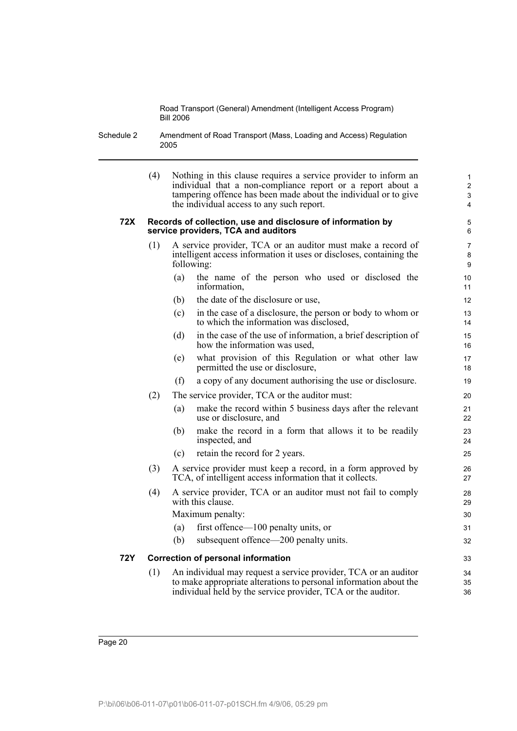(4) Nothing in this clause requires a service provider to inform an individual that a non-compliance report or a report about a tampering offence has been made about the individual or to give the individual access to any such report.

### 72X Records of collection, use and disclosure of information by service providers, TCA and auditors

(1) A service provider, TCA or an auditor must make a record of intelligent access information it uses or discloses, containing the following:

(a) the name of the person who used or disclosed the information,

(b) the date of the disclosure or use,

(c) in the case of a disclosure, the person or body to whom or to which the information was disclosed,

(d) in the case of the use of information, a brief description of how the information was used,

(e) what provision of this Regulation or what other law permitted the use or disclosure,

(f) a copy of any document authorising the use or disclosure.

(2) The service provider, TCA or the auditor must:

(a) make the record within 5 business days after the relevant use or disclosure, and

(b) make the record in a form that allows it to be readily inspected, and

(c) retain the record for 2 years.

(3) A service provider must keep a record, in a form approved by TCA, of intelligent access information that it collects.

(4) A service provider, TCA or an auditor must not fail to comply with this clause.

Maximum penalty:

(a) first offence—100 penalty units, or

(b) subsequent offence—200 penalty units.

### 72Y Correction of personal information

(1) An individual may request a service provider, TCA or an auditor to make appropriate alterations to personal information about the individual held by the service provider, TCA or the auditor.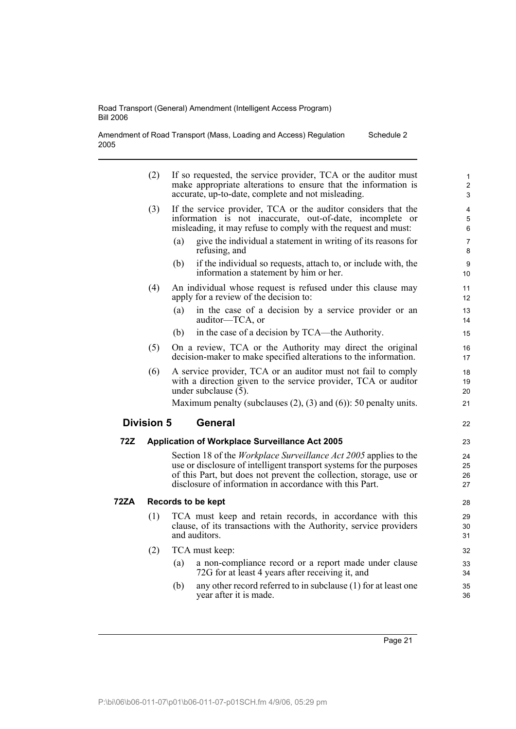(2) If so requested, the service provider, TCA or the auditor must make appropriate alterations to ensure that the information is accurate, up-to-date, complete and not misleading.

(3) If the service provider, TCA or the auditor considers that the information is not inaccurate, out-of-date, incomplete or misleading, it may refuse to comply with the request and must:

(a) give the individual a statement in writing of its reasons for refusing, and

(b) if the individual so requests, attach to, or include with, the information a statement by him or her.

(4) An individual whose request is refused under this clause may apply for a review of the decision to:

(a) in the case of a decision by a service provider or an auditor—TCA, or

(b) in the case of a decision by TCA—the Authority.

(5) On a review, TCA or the Authority may direct the original decision-maker to make specified alterations to the information.

(6) A service provider, TCA or an auditor must not fail to comply with a direction given to the service provider, TCA or auditor under subclause (5).

Maximum penalty (subclauses (2), (3) and (6)): 50 penalty units.

## Division 5 General

### 72Z Application of Workplace Surveillance Act 2005

Section 18 of the *Workplace Surveillance Act 2005* applies to the use or disclosure of intelligent transport systems for the purposes of this Part, but does not prevent the collection, storage, use or disclosure of information in accordance with this Part.

### 72ZA Records to be kept

(1) TCA must keep and retain records, in accordance with this clause, of its transactions with the Authority, service providers and auditors.

(2) TCA must keep:

(a) a non-compliance record or a report made under clause 72G for at least 4 years after receiving it, and

(b) any other record referred to in subclause (1) for at least one year after it is made.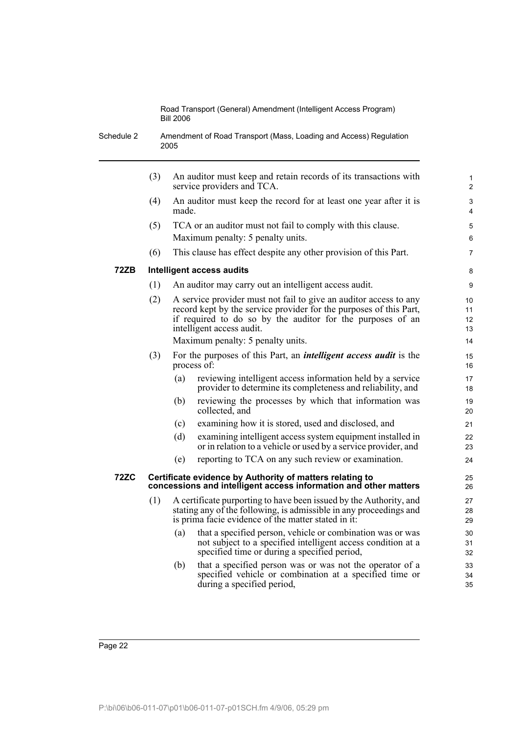(3) An auditor must keep and retain records of its transactions with service providers and TCA.

(4) An auditor must keep the record for at least one year after it is made.

(5) TCA or an auditor must not fail to comply with this clause.

Maximum penalty: 5 penalty units.

(6) This clause has effect despite any other provision of this Part.

**72ZB Intelligent access audits**

(1) An auditor may carry out an intelligent access audit.

(2) A service provider must not fail to give an auditor access to any record kept by the service provider for the purposes of this Part, if required to do so by the auditor for the purposes of an intelligent access audit.

Maximum penalty: 5 penalty units.

(3) For the purposes of this Part, an ***intelligent access audit*** is the process of:

- (a) reviewing intelligent access information held by a service provider to determine its completeness and reliability, and
- (b) reviewing the processes by which that information was collected, and
- (c) examining how it is stored, used and disclosed, and
- (d) examining intelligent access system equipment installed in or in relation to a vehicle or used by a service provider, and
- (e) reporting to TCA on any such review or examination.

**72ZC Certificate evidence by Authority of matters relating to concessions and intelligent access information and other matters**

(1) A certificate purporting to have been issued by the Authority, and stating any of the following, is admissible in any proceedings and is prima facie evidence of the matter stated in it:

- (a) that a specified person, vehicle or combination was or was not subject to a specified intelligent access condition at a specified time or during a specified period,
- (b) that a specified person was or was not the operator of a specified vehicle or combination at a specified time or during a specified period,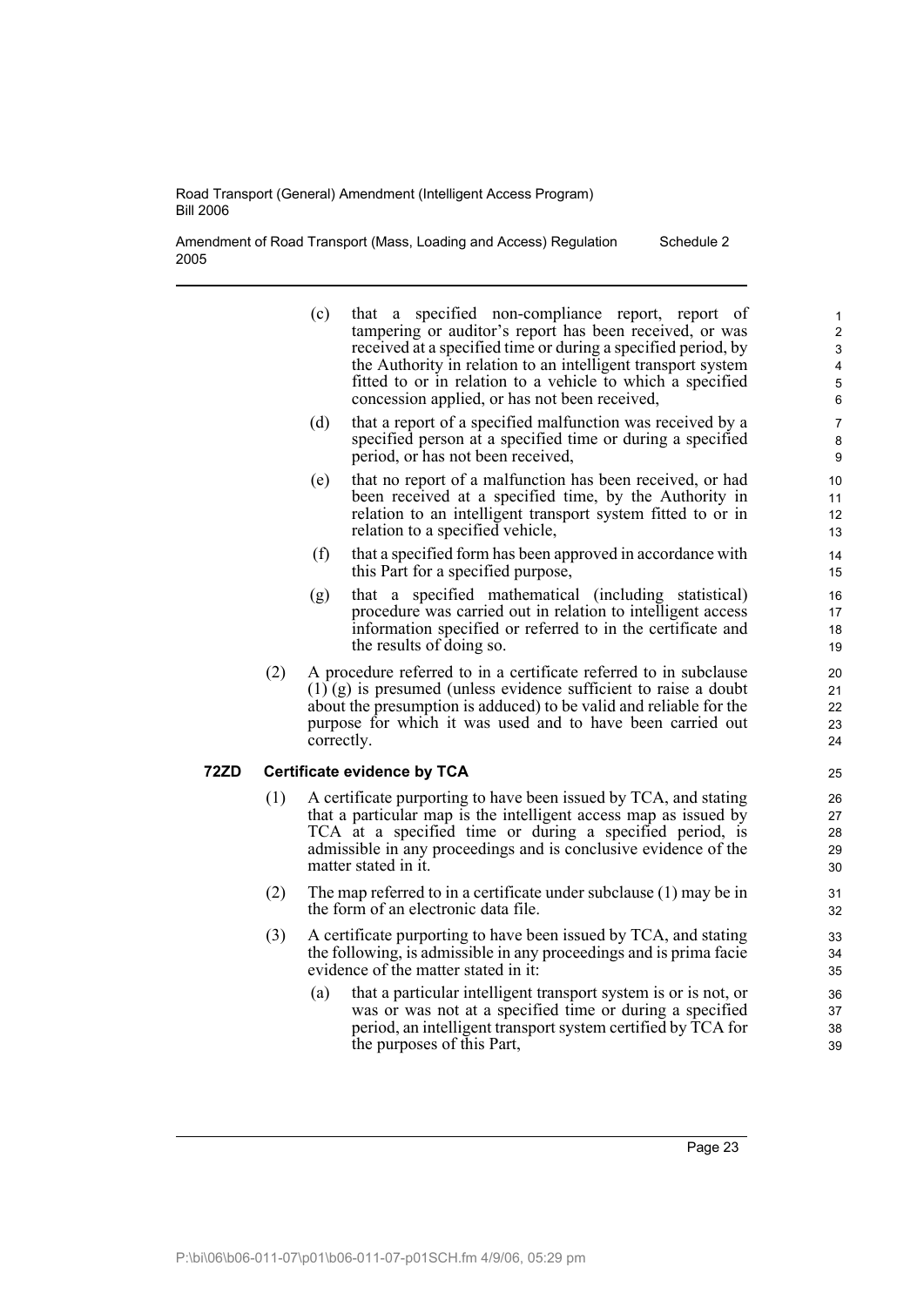(c) that a specified non-compliance report, report of tampering or auditor's report has been received, or was received at a specified time or during a specified period, by the Authority in relation to an intelligent transport system fitted to or in relation to a vehicle to which a specified concession applied, or has not been received,

(d) that a report of a specified malfunction was received by a specified person at a specified time or during a specified period, or has not been received,

(e) that no report of a malfunction has been received, or had been received at a specified time, by the Authority in relation to an intelligent transport system fitted to or in relation to a specified vehicle,

(f) that a specified form has been approved in accordance with this Part for a specified purpose,

(g) that a specified mathematical (including statistical) procedure was carried out in relation to intelligent access information specified or referred to in the certificate and the results of doing so.

(2) A procedure referred to in a certificate referred to in subclause (1) (g) is presumed (unless evidence sufficient to raise a doubt about the presumption is adduced) to be valid and reliable for the purpose for which it was used and to have been carried out correctly.

**72ZD Certificate evidence by TCA**

(1) A certificate purporting to have been issued by TCA, and stating that a particular map is the intelligent access map as issued by TCA at a specified time or during a specified period, is admissible in any proceedings and is conclusive evidence of the matter stated in it.

(2) The map referred to in a certificate under subclause (1) may be in the form of an electronic data file.

(3) A certificate purporting to have been issued by TCA, and stating the following, is admissible in any proceedings and is prima facie evidence of the matter stated in it:

(a) that a particular intelligent transport system is or is not, or was or was not at a specified time or during a specified period, an intelligent transport system certified by TCA for the purposes of this Part,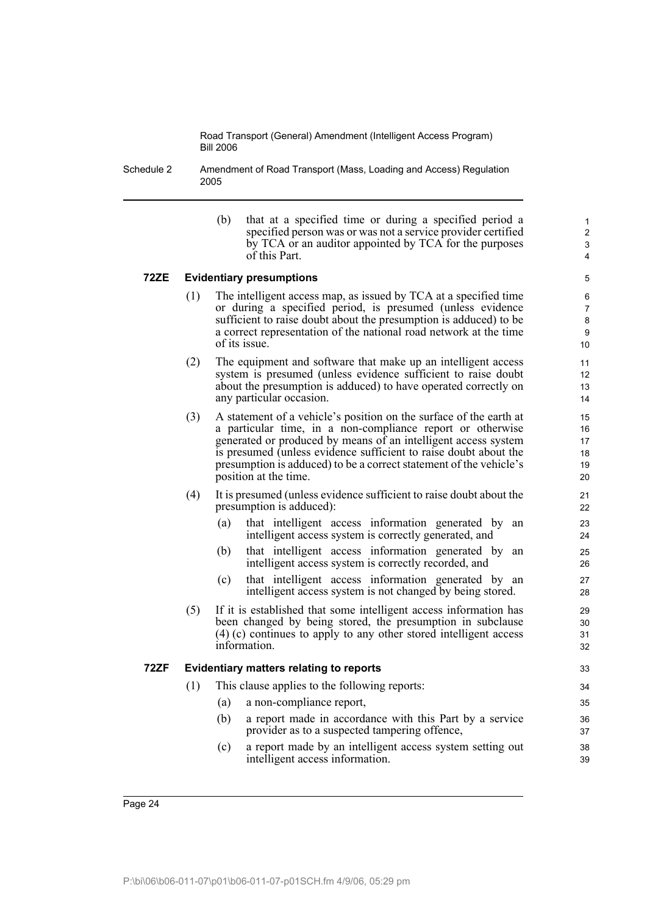(b) that at a specified time or during a specified period a specified person was or was not a service provider certified by TCA or an auditor appointed by TCA for the purposes of this Part.

**72ZE Evidentiary presumptions**

(1) The intelligent access map, as issued by TCA at a specified time or during a specified period, is presumed (unless evidence sufficient to raise doubt about the presumption is adduced) to be a correct representation of the national road network at the time of its issue.

(2) The equipment and software that make up an intelligent access system is presumed (unless evidence sufficient to raise doubt about the presumption is adduced) to have operated correctly on any particular occasion.

(3) A statement of a vehicle's position on the surface of the earth at a particular time, in a non-compliance report or otherwise generated or produced by means of an intelligent access system is presumed (unless evidence sufficient to raise doubt about the presumption is adduced) to be a correct statement of the vehicle's position at the time.

(4) It is presumed (unless evidence sufficient to raise doubt about the presumption is adduced):

(a) that intelligent access information generated by an intelligent access system is correctly generated, and

(b) that intelligent access information generated by an intelligent access system is correctly recorded, and

(c) that intelligent access information generated by an intelligent access system is not changed by being stored.

(5) If it is established that some intelligent access information has been changed by being stored, the presumption in subclause (4) (c) continues to apply to any other stored intelligent access information.

**72ZF Evidentiary matters relating to reports**

(1) This clause applies to the following reports:

(a) a non-compliance report,

(b) a report made in accordance with this Part by a service provider as to a suspected tampering offence,

(c) a report made by an intelligent access system setting out intelligent access information.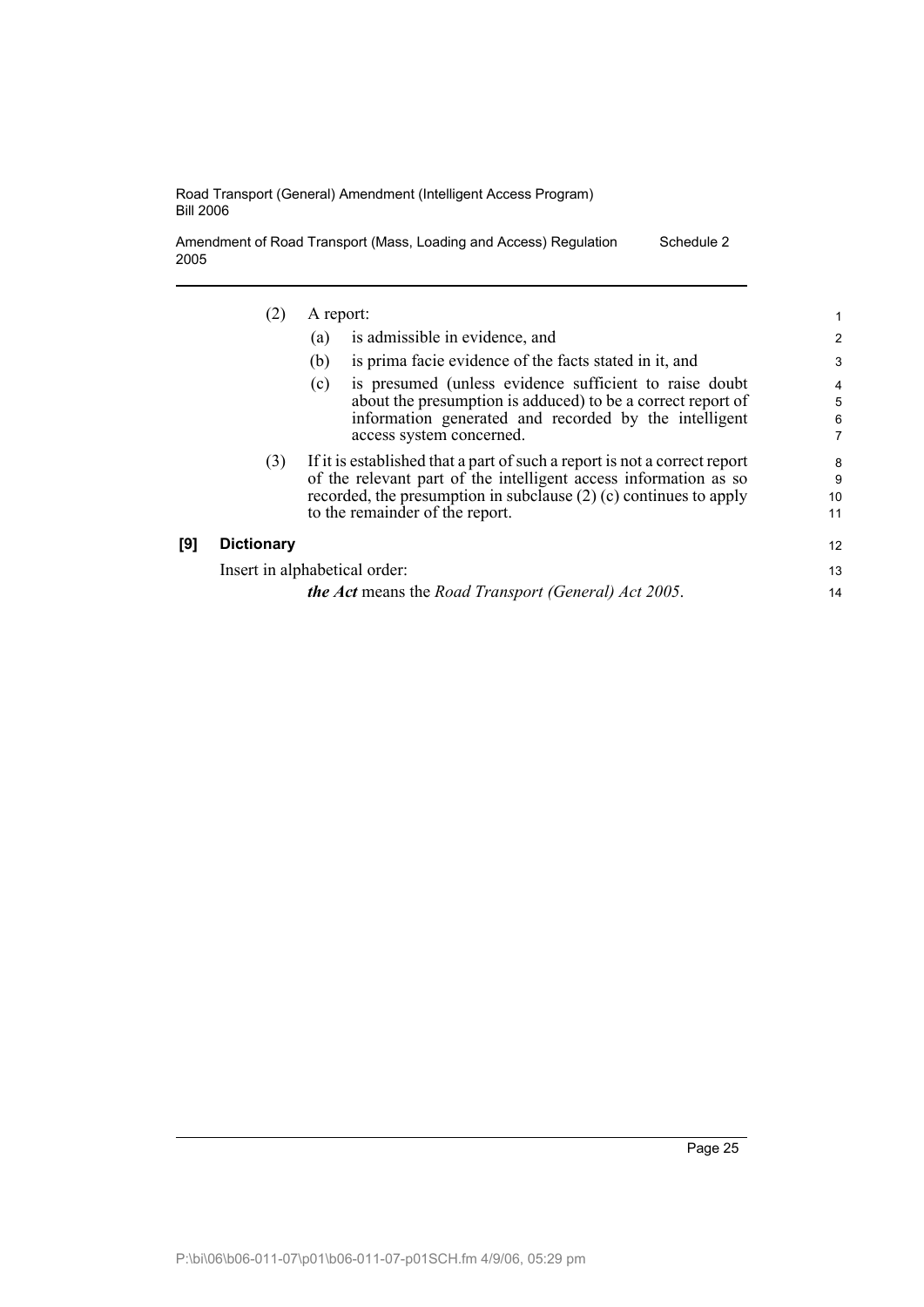(2) A report:

(a) is admissible in evidence, and

(b) is prima facie evidence of the facts stated in it, and

(c) is presumed (unless evidence sufficient to raise doubt about the presumption is adduced) to be a correct report of information generated and recorded by the intelligent access system concerned.

(3) If it is established that a part of such a report is not a correct report of the relevant part of the intelligent access information as so recorded, the presumption in subclause (2) (c) continues to apply to the remainder of the report.

**[9] Dictionary**

Insert in alphabetical order:

***the Act*** means the *Road Transport (General) Act 2005*.